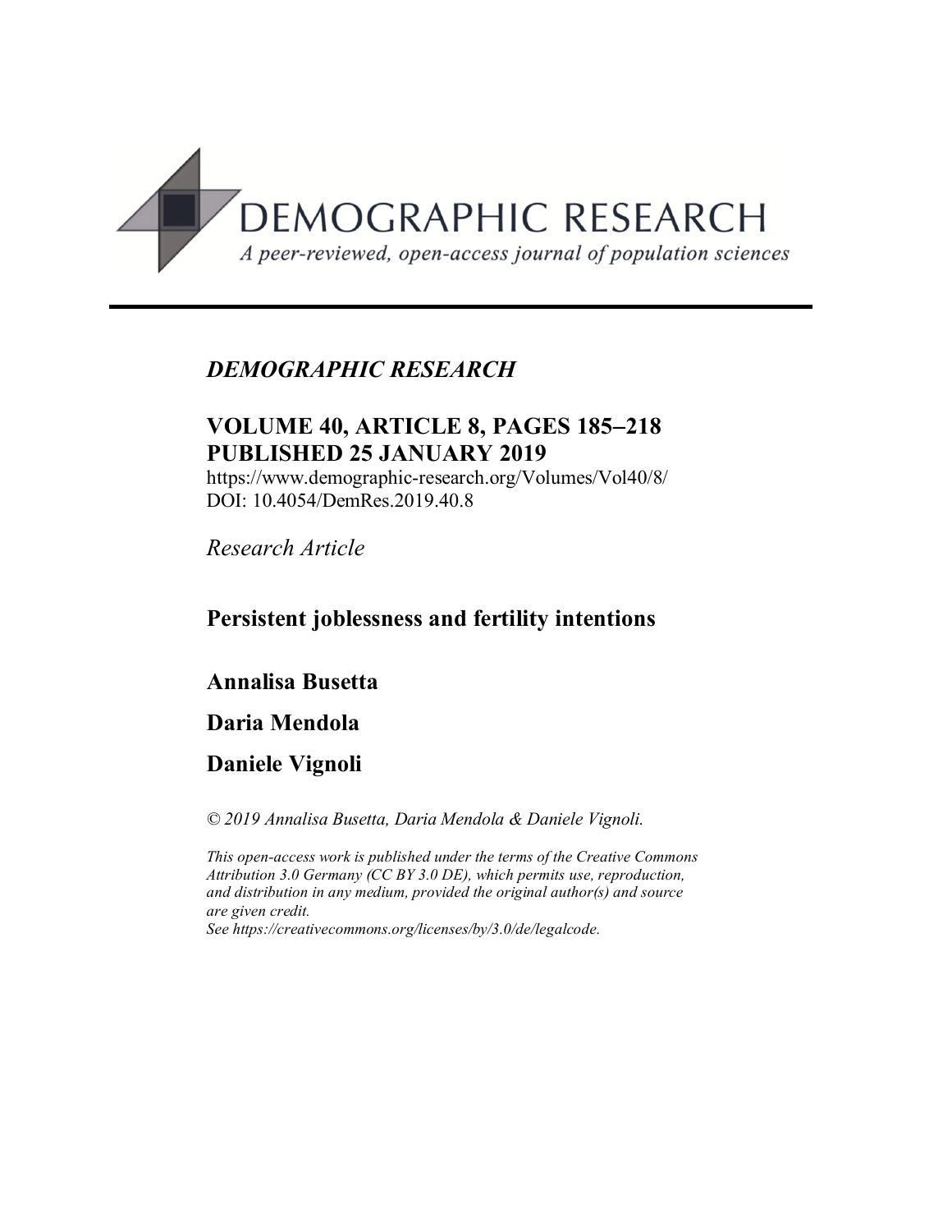DEMOGRAPHIC RESEARCH

*A peer-reviewed, open-access journal of population sciences*

*DEMOGRAPHIC RESEARCH*

**VOLUME 40, ARTICLE 8, PAGES 185–218**
**PUBLISHED 25 JANUARY 2019**

https://www.demographic-research.org/Volumes/Vol40/8/
DOI: 10.4054/DemRes.2019.40.8

*Research Article*

# Persistent joblessness and fertility intentions

**Annalisa Busetta**

**Daria Mendola**

**Daniele Vignoli**

*© 2019 Annalisa Busetta, Daria Mendola & Daniele Vignoli.*

*This open-access work is published under the terms of the Creative Commons Attribution 3.0 Germany (CC BY 3.0 DE), which permits use, reproduction, and distribution in any medium, provided the original author(s) and source are given credit.*
*See https://creativecommons.org/licenses/by/3.0/de/legalcode.*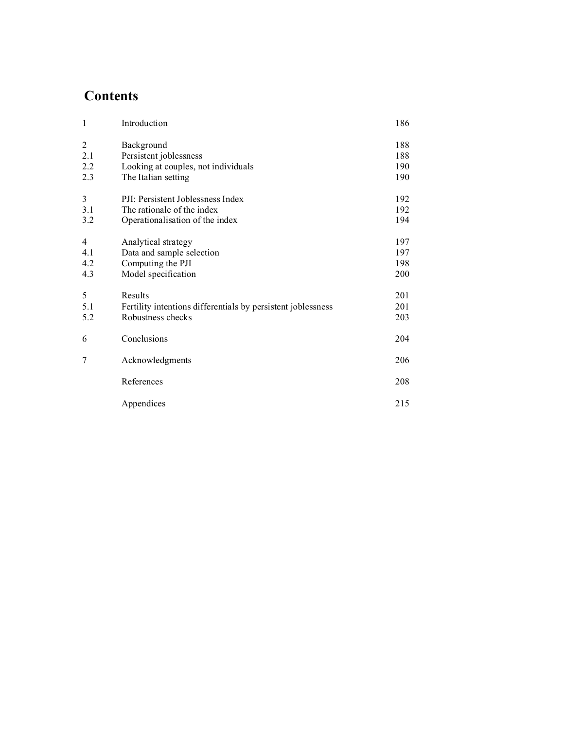# Contents

| | | |
|---|---|---|
| 1 | Introduction | 186 |
| 2 | Background | 188 |
| 2.1 | Persistent joblessness | 188 |
| 2.2 | Looking at couples, not individuals | 190 |
| 2.3 | The Italian setting | 190 |
| 3 | PJI: Persistent Joblessness Index | 192 |
| 3.1 | The rationale of the index | 192 |
| 3.2 | Operationalisation of the index | 194 |
| 4 | Analytical strategy | 197 |
| 4.1 | Data and sample selection | 197 |
| 4.2 | Computing the PJI | 198 |
| 4.3 | Model specification | 200 |
| 5 | Results | 201 |
| 5.1 | Fertility intentions differentials by persistent joblessness | 201 |
| 5.2 | Robustness checks | 203 |
| 6 | Conclusions | 204 |
| 7 | Acknowledgments | 206 |
| | References | 208 |
| | Appendices | 215 |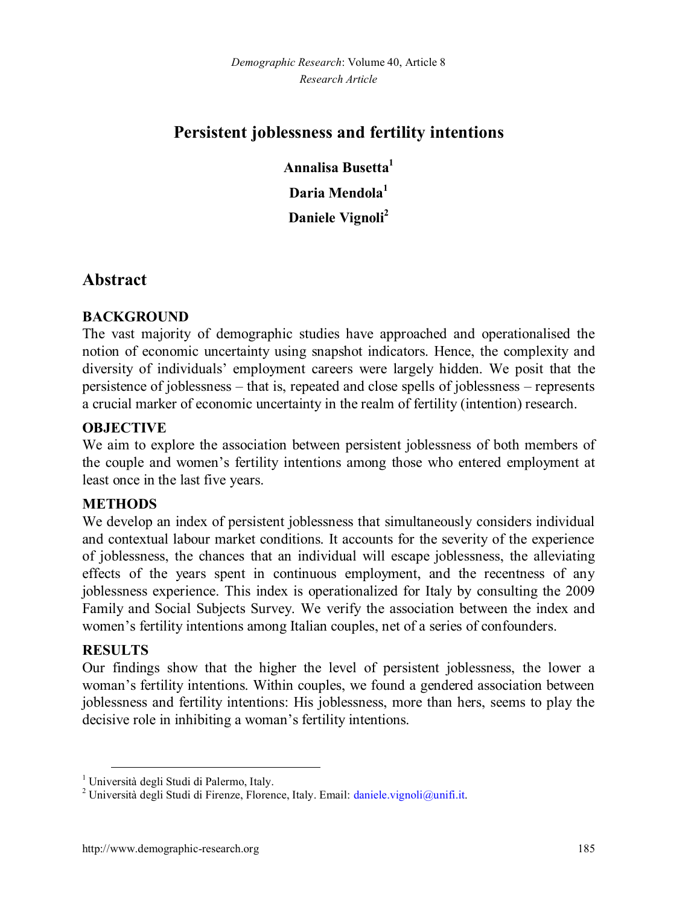# Persistent joblessness and fertility intentions

**Annalisa Busetta[1]**
**Daria Mendola[1]**
**Daniele Vignoli[2]**

## Abstract

### BACKGROUND

The vast majority of demographic studies have approached and operationalised the notion of economic uncertainty using snapshot indicators. Hence, the complexity and diversity of individuals' employment careers were largely hidden. We posit that the persistence of joblessness – that is, repeated and close spells of joblessness – represents a crucial marker of economic uncertainty in the realm of fertility (intention) research.

### OBJECTIVE

We aim to explore the association between persistent joblessness of both members of the couple and women's fertility intentions among those who entered employment at least once in the last five years.

### METHODS

We develop an index of persistent joblessness that simultaneously considers individual and contextual labour market conditions. It accounts for the severity of the experience of joblessness, the chances that an individual will escape joblessness, the alleviating effects of the years spent in continuous employment, and the recentness of any joblessness experience. This index is operationalized for Italy by consulting the 2009 Family and Social Subjects Survey. We verify the association between the index and women's fertility intentions among Italian couples, net of a series of confounders.

### RESULTS

Our findings show that the higher the level of persistent joblessness, the lower a woman's fertility intentions. Within couples, we found a gendered association between joblessness and fertility intentions: His joblessness, more than hers, seems to play the decisive role in inhibiting a woman's fertility intentions.

---

[1] Università degli Studi di Palermo, Italy.
[2] Università degli Studi di Firenze, Florence, Italy. Email: daniele.vignoli@unifi.it.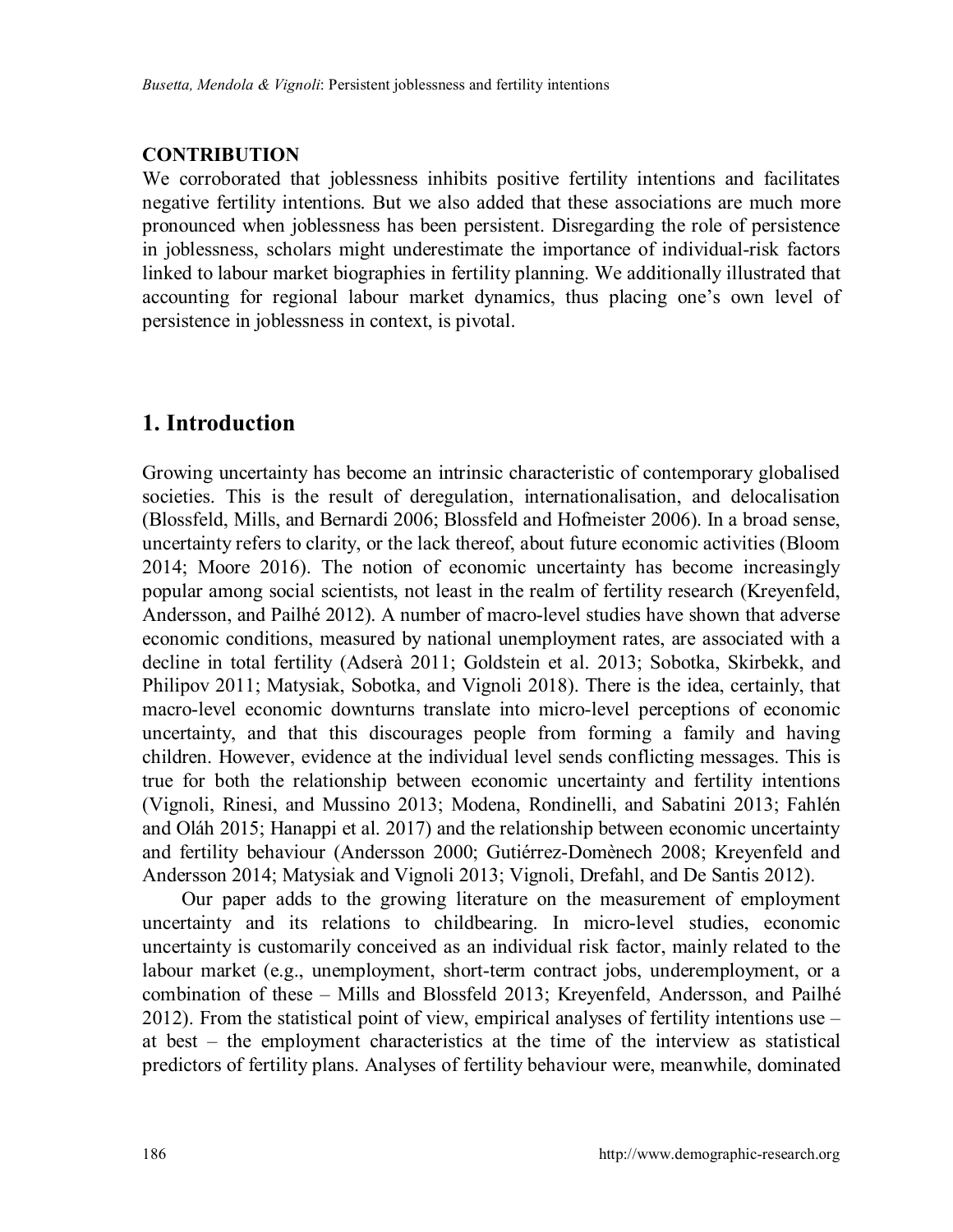**CONTRIBUTION**

We corroborated that joblessness inhibits positive fertility intentions and facilitates negative fertility intentions. But we also added that these associations are much more pronounced when joblessness has been persistent. Disregarding the role of persistence in joblessness, scholars might underestimate the importance of individual-risk factors linked to labour market biographies in fertility planning. We additionally illustrated that accounting for regional labour market dynamics, thus placing one's own level of persistence in joblessness in context, is pivotal.

## 1. Introduction

Growing uncertainty has become an intrinsic characteristic of contemporary globalised societies. This is the result of deregulation, internationalisation, and delocalisation (Blossfeld, Mills, and Bernardi 2006; Blossfeld and Hofmeister 2006). In a broad sense, uncertainty refers to clarity, or the lack thereof, about future economic activities (Bloom 2014; Moore 2016). The notion of economic uncertainty has become increasingly popular among social scientists, not least in the realm of fertility research (Kreyenfeld, Andersson, and Pailhé 2012). A number of macro-level studies have shown that adverse economic conditions, measured by national unemployment rates, are associated with a decline in total fertility (Adserà 2011; Goldstein et al. 2013; Sobotka, Skirbekk, and Philipov 2011; Matysiak, Sobotka, and Vignoli 2018). There is the idea, certainly, that macro-level economic downturns translate into micro-level perceptions of economic uncertainty, and that this discourages people from forming a family and having children. However, evidence at the individual level sends conflicting messages. This is true for both the relationship between economic uncertainty and fertility intentions (Vignoli, Rinesi, and Mussino 2013; Modena, Rondinelli, and Sabatini 2013; Fahlén and Oláh 2015; Hanappi et al. 2017) and the relationship between economic uncertainty and fertility behaviour (Andersson 2000; Gutiérrez-Domènech 2008; Kreyenfeld and Andersson 2014; Matysiak and Vignoli 2013; Vignoli, Drefahl, and De Santis 2012).

Our paper adds to the growing literature on the measurement of employment uncertainty and its relations to childbearing. In micro-level studies, economic uncertainty is customarily conceived as an individual risk factor, mainly related to the labour market (e.g., unemployment, short-term contract jobs, underemployment, or a combination of these – Mills and Blossfeld 2013; Kreyenfeld, Andersson, and Pailhé 2012). From the statistical point of view, empirical analyses of fertility intentions use – at best – the employment characteristics at the time of the interview as statistical predictors of fertility plans. Analyses of fertility behaviour were, meanwhile, dominated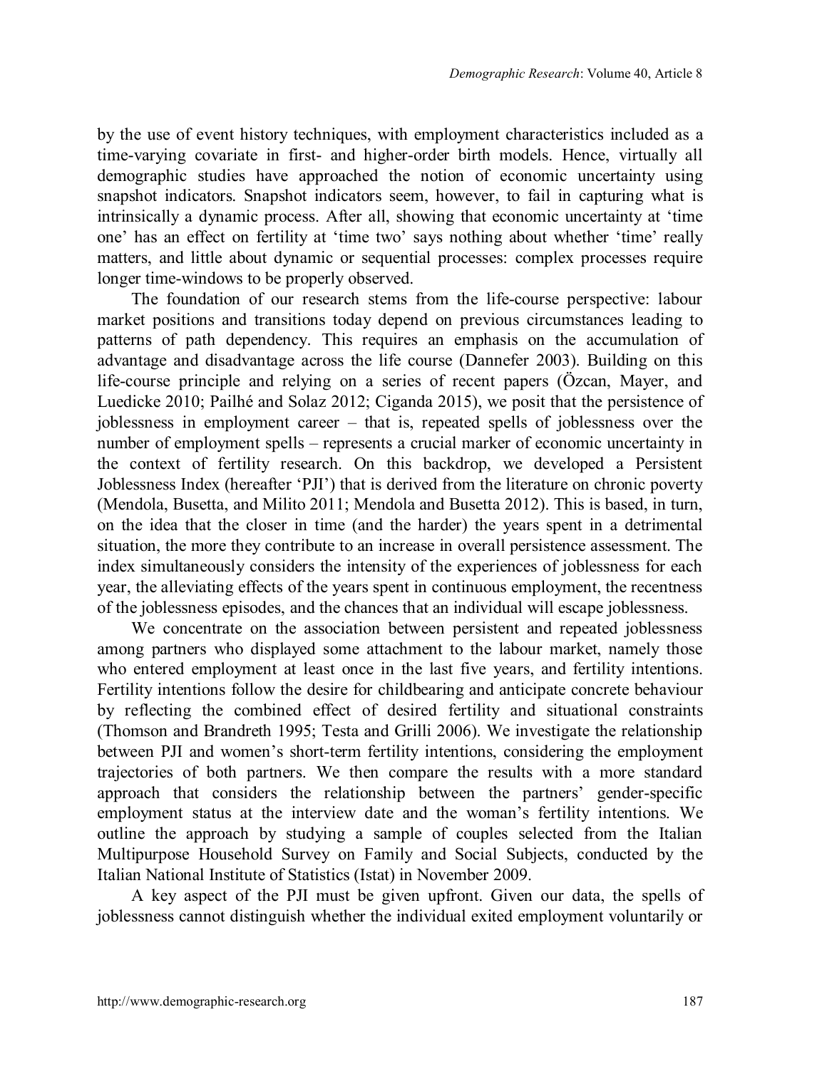by the use of event history techniques, with employment characteristics included as a time-varying covariate in first- and higher-order birth models. Hence, virtually all demographic studies have approached the notion of economic uncertainty using snapshot indicators. Snapshot indicators seem, however, to fail in capturing what is intrinsically a dynamic process. After all, showing that economic uncertainty at 'time one' has an effect on fertility at 'time two' says nothing about whether 'time' really matters, and little about dynamic or sequential processes: complex processes require longer time-windows to be properly observed.

The foundation of our research stems from the life-course perspective: labour market positions and transitions today depend on previous circumstances leading to patterns of path dependency. This requires an emphasis on the accumulation of advantage and disadvantage across the life course (Dannefer 2003). Building on this life-course principle and relying on a series of recent papers (Özcan, Mayer, and Luedicke 2010; Pailhé and Solaz 2012; Ciganda 2015), we posit that the persistence of joblessness in employment career – that is, repeated spells of joblessness over the number of employment spells – represents a crucial marker of economic uncertainty in the context of fertility research. On this backdrop, we developed a Persistent Joblessness Index (hereafter 'PJI') that is derived from the literature on chronic poverty (Mendola, Busetta, and Milito 2011; Mendola and Busetta 2012). This is based, in turn, on the idea that the closer in time (and the harder) the years spent in a detrimental situation, the more they contribute to an increase in overall persistence assessment. The index simultaneously considers the intensity of the experiences of joblessness for each year, the alleviating effects of the years spent in continuous employment, the recentness of the joblessness episodes, and the chances that an individual will escape joblessness.

We concentrate on the association between persistent and repeated joblessness among partners who displayed some attachment to the labour market, namely those who entered employment at least once in the last five years, and fertility intentions. Fertility intentions follow the desire for childbearing and anticipate concrete behaviour by reflecting the combined effect of desired fertility and situational constraints (Thomson and Brandreth 1995; Testa and Grilli 2006). We investigate the relationship between PJI and women's short-term fertility intentions, considering the employment trajectories of both partners. We then compare the results with a more standard approach that considers the relationship between the partners' gender-specific employment status at the interview date and the woman's fertility intentions. We outline the approach by studying a sample of couples selected from the Italian Multipurpose Household Survey on Family and Social Subjects, conducted by the Italian National Institute of Statistics (Istat) in November 2009.

A key aspect of the PJI must be given upfront. Given our data, the spells of joblessness cannot distinguish whether the individual exited employment voluntarily or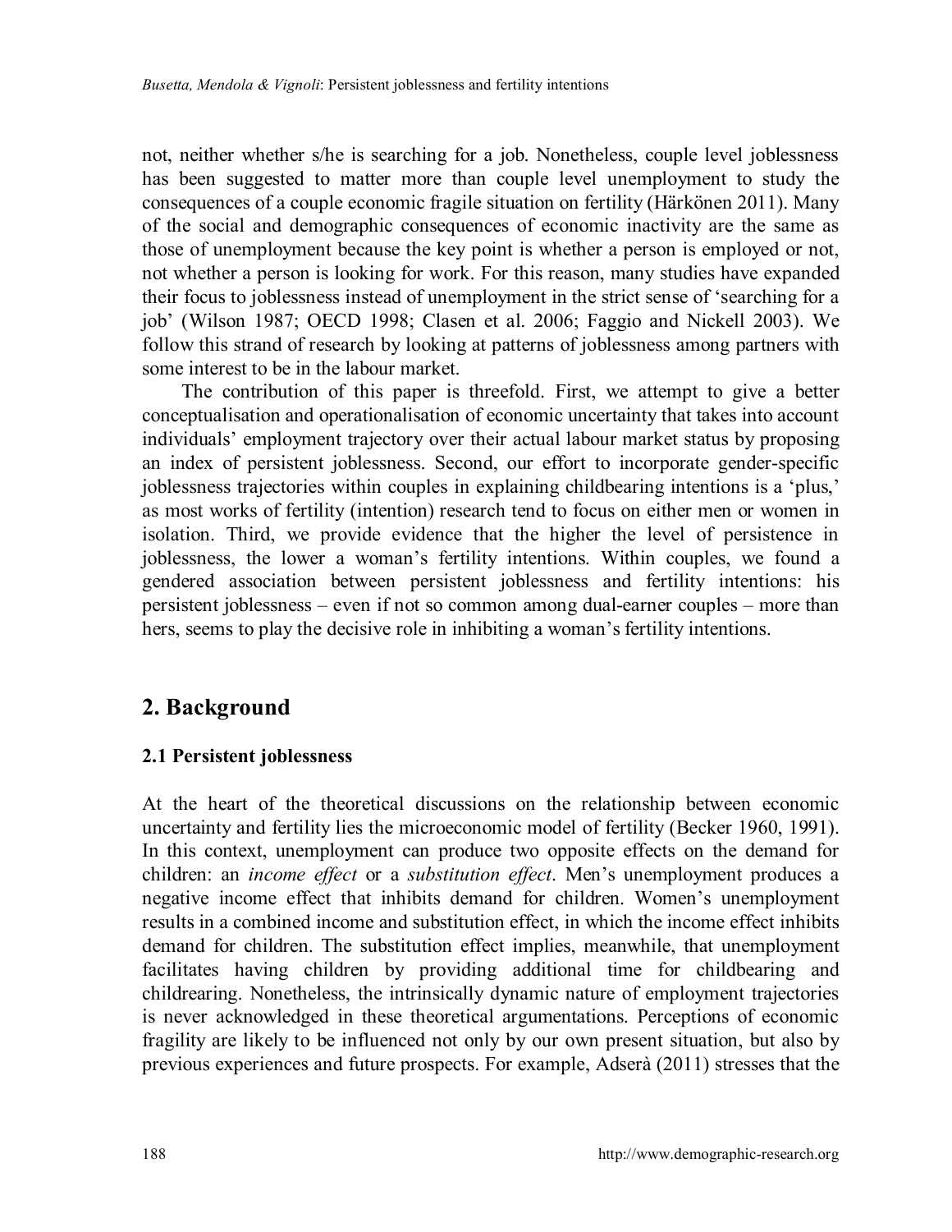not, neither whether s/he is searching for a job. Nonetheless, couple level joblessness has been suggested to matter more than couple level unemployment to study the consequences of a couple economic fragile situation on fertility (Härkönen 2011). Many of the social and demographic consequences of economic inactivity are the same as those of unemployment because the key point is whether a person is employed or not, not whether a person is looking for work. For this reason, many studies have expanded their focus to joblessness instead of unemployment in the strict sense of 'searching for a job' (Wilson 1987; OECD 1998; Clasen et al. 2006; Faggio and Nickell 2003). We follow this strand of research by looking at patterns of joblessness among partners with some interest to be in the labour market.

The contribution of this paper is threefold. First, we attempt to give a better conceptualisation and operationalisation of economic uncertainty that takes into account individuals' employment trajectory over their actual labour market status by proposing an index of persistent joblessness. Second, our effort to incorporate gender-specific joblessness trajectories within couples in explaining childbearing intentions is a 'plus,' as most works of fertility (intention) research tend to focus on either men or women in isolation. Third, we provide evidence that the higher the level of persistence in joblessness, the lower a woman's fertility intentions. Within couples, we found a gendered association between persistent joblessness and fertility intentions: his persistent joblessness – even if not so common among dual-earner couples – more than hers, seems to play the decisive role in inhibiting a woman's fertility intentions.

## 2. Background

### 2.1 Persistent joblessness

At the heart of the theoretical discussions on the relationship between economic uncertainty and fertility lies the microeconomic model of fertility (Becker 1960, 1991). In this context, unemployment can produce two opposite effects on the demand for children: an *income effect* or a *substitution effect*. Men's unemployment produces a negative income effect that inhibits demand for children. Women's unemployment results in a combined income and substitution effect, in which the income effect inhibits demand for children. The substitution effect implies, meanwhile, that unemployment facilitates having children by providing additional time for childbearing and childrearing. Nonetheless, the intrinsically dynamic nature of employment trajectories is never acknowledged in these theoretical argumentations. Perceptions of economic fragility are likely to be influenced not only by our own present situation, but also by previous experiences and future prospects. For example, Adserà (2011) stresses that the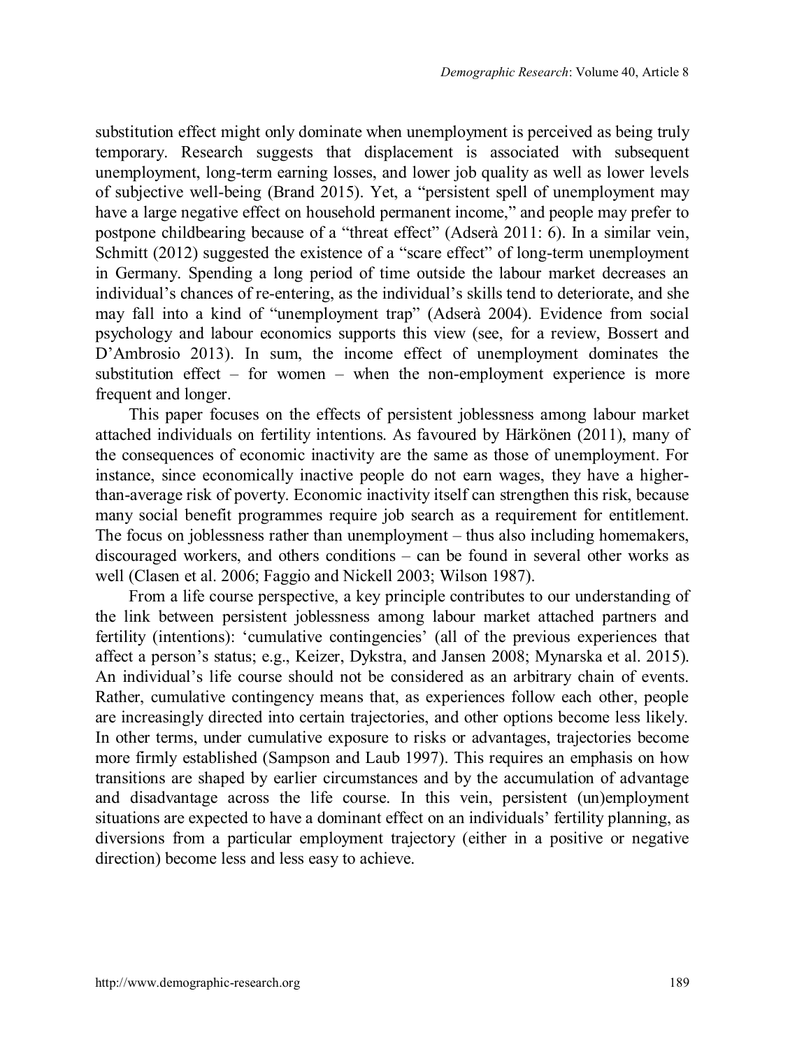substitution effect might only dominate when unemployment is perceived as being truly temporary. Research suggests that displacement is associated with subsequent unemployment, long-term earning losses, and lower job quality as well as lower levels of subjective well-being (Brand 2015). Yet, a "persistent spell of unemployment may have a large negative effect on household permanent income," and people may prefer to postpone childbearing because of a "threat effect" (Adserà 2011: 6). In a similar vein, Schmitt (2012) suggested the existence of a "scare effect" of long-term unemployment in Germany. Spending a long period of time outside the labour market decreases an individual's chances of re-entering, as the individual's skills tend to deteriorate, and she may fall into a kind of "unemployment trap" (Adserà 2004). Evidence from social psychology and labour economics supports this view (see, for a review, Bossert and D'Ambrosio 2013). In sum, the income effect of unemployment dominates the substitution effect – for women – when the non-employment experience is more frequent and longer.

This paper focuses on the effects of persistent joblessness among labour market attached individuals on fertility intentions. As favoured by Härkönen (2011), many of the consequences of economic inactivity are the same as those of unemployment. For instance, since economically inactive people do not earn wages, they have a higher-than-average risk of poverty. Economic inactivity itself can strengthen this risk, because many social benefit programmes require job search as a requirement for entitlement. The focus on joblessness rather than unemployment – thus also including homemakers, discouraged workers, and others conditions – can be found in several other works as well (Clasen et al. 2006; Faggio and Nickell 2003; Wilson 1987).

From a life course perspective, a key principle contributes to our understanding of the link between persistent joblessness among labour market attached partners and fertility (intentions): 'cumulative contingencies' (all of the previous experiences that affect a person's status; e.g., Keizer, Dykstra, and Jansen 2008; Mynarska et al. 2015). An individual's life course should not be considered as an arbitrary chain of events. Rather, cumulative contingency means that, as experiences follow each other, people are increasingly directed into certain trajectories, and other options become less likely. In other terms, under cumulative exposure to risks or advantages, trajectories become more firmly established (Sampson and Laub 1997). This requires an emphasis on how transitions are shaped by earlier circumstances and by the accumulation of advantage and disadvantage across the life course. In this vein, persistent (un)employment situations are expected to have a dominant effect on an individuals' fertility planning, as diversions from a particular employment trajectory (either in a positive or negative direction) become less and less easy to achieve.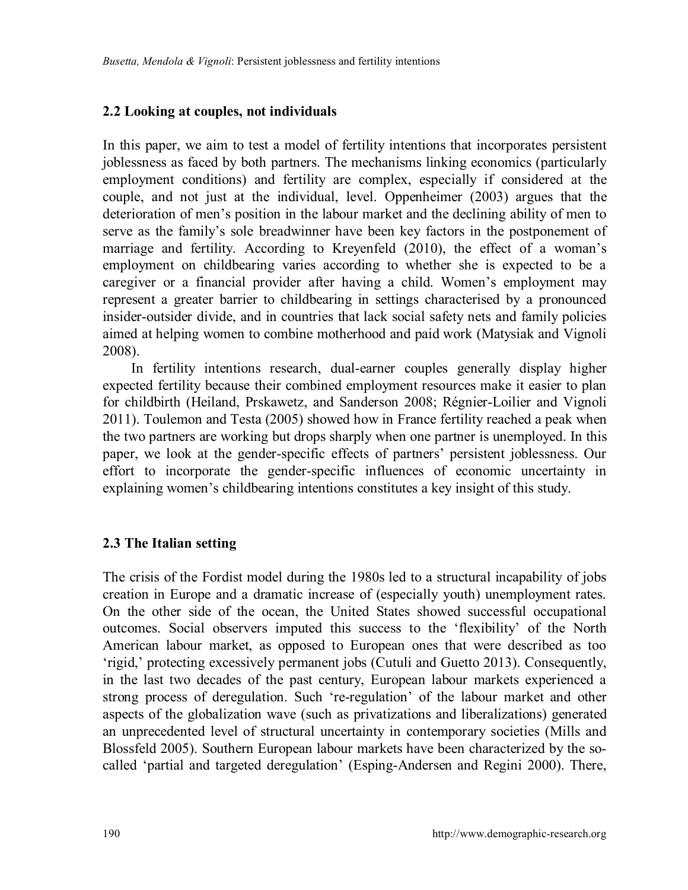## 2.2 Looking at couples, not individuals

In this paper, we aim to test a model of fertility intentions that incorporates persistent joblessness as faced by both partners. The mechanisms linking economics (particularly employment conditions) and fertility are complex, especially if considered at the couple, and not just at the individual, level. Oppenheimer (2003) argues that the deterioration of men's position in the labour market and the declining ability of men to serve as the family's sole breadwinner have been key factors in the postponement of marriage and fertility. According to Kreyenfeld (2010), the effect of a woman's employment on childbearing varies according to whether she is expected to be a caregiver or a financial provider after having a child. Women's employment may represent a greater barrier to childbearing in settings characterised by a pronounced insider-outsider divide, and in countries that lack social safety nets and family policies aimed at helping women to combine motherhood and paid work (Matysiak and Vignoli 2008).

In fertility intentions research, dual-earner couples generally display higher expected fertility because their combined employment resources make it easier to plan for childbirth (Heiland, Prskawetz, and Sanderson 2008; Régnier-Loilier and Vignoli 2011). Toulemon and Testa (2005) showed how in France fertility reached a peak when the two partners are working but drops sharply when one partner is unemployed. In this paper, we look at the gender-specific effects of partners' persistent joblessness. Our effort to incorporate the gender-specific influences of economic uncertainty in explaining women's childbearing intentions constitutes a key insight of this study.

## 2.3 The Italian setting

The crisis of the Fordist model during the 1980s led to a structural incapability of jobs creation in Europe and a dramatic increase of (especially youth) unemployment rates. On the other side of the ocean, the United States showed successful occupational outcomes. Social observers imputed this success to the 'flexibility' of the North American labour market, as opposed to European ones that were described as too 'rigid,' protecting excessively permanent jobs (Cutuli and Guetto 2013). Consequently, in the last two decades of the past century, European labour markets experienced a strong process of deregulation. Such 're-regulation' of the labour market and other aspects of the globalization wave (such as privatizations and liberalizations) generated an unprecedented level of structural uncertainty in contemporary societies (Mills and Blossfeld 2005). Southern European labour markets have been characterized by the so-called 'partial and targeted deregulation' (Esping-Andersen and Regini 2000). There,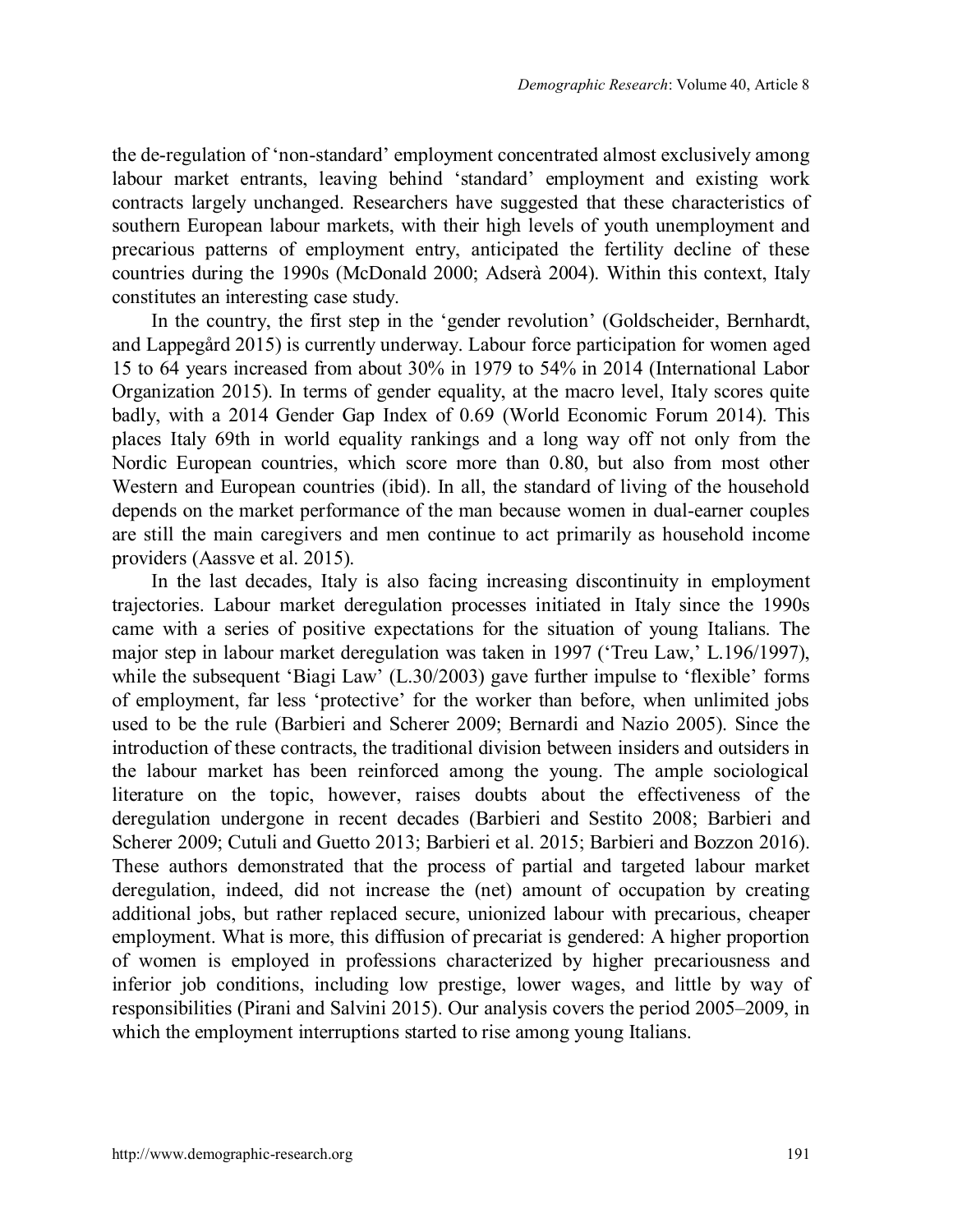the de-regulation of 'non-standard' employment concentrated almost exclusively among labour market entrants, leaving behind 'standard' employment and existing work contracts largely unchanged. Researchers have suggested that these characteristics of southern European labour markets, with their high levels of youth unemployment and precarious patterns of employment entry, anticipated the fertility decline of these countries during the 1990s (McDonald 2000; Adserà 2004). Within this context, Italy constitutes an interesting case study.

In the country, the first step in the 'gender revolution' (Goldscheider, Bernhardt, and Lappegård 2015) is currently underway. Labour force participation for women aged 15 to 64 years increased from about 30% in 1979 to 54% in 2014 (International Labor Organization 2015). In terms of gender equality, at the macro level, Italy scores quite badly, with a 2014 Gender Gap Index of 0.69 (World Economic Forum 2014). This places Italy 69th in world equality rankings and a long way off not only from the Nordic European countries, which score more than 0.80, but also from most other Western and European countries (ibid). In all, the standard of living of the household depends on the market performance of the man because women in dual-earner couples are still the main caregivers and men continue to act primarily as household income providers (Aassve et al. 2015).

In the last decades, Italy is also facing increasing discontinuity in employment trajectories. Labour market deregulation processes initiated in Italy since the 1990s came with a series of positive expectations for the situation of young Italians. The major step in labour market deregulation was taken in 1997 ('Treu Law,' L.196/1997), while the subsequent 'Biagi Law' (L.30/2003) gave further impulse to 'flexible' forms of employment, far less 'protective' for the worker than before, when unlimited jobs used to be the rule (Barbieri and Scherer 2009; Bernardi and Nazio 2005). Since the introduction of these contracts, the traditional division between insiders and outsiders in the labour market has been reinforced among the young. The ample sociological literature on the topic, however, raises doubts about the effectiveness of the deregulation undergone in recent decades (Barbieri and Sestito 2008; Barbieri and Scherer 2009; Cutuli and Guetto 2013; Barbieri et al. 2015; Barbieri and Bozzon 2016). These authors demonstrated that the process of partial and targeted labour market deregulation, indeed, did not increase the (net) amount of occupation by creating additional jobs, but rather replaced secure, unionized labour with precarious, cheaper employment. What is more, this diffusion of precariat is gendered: A higher proportion of women is employed in professions characterized by higher precariousness and inferior job conditions, including low prestige, lower wages, and little by way of responsibilities (Pirani and Salvini 2015). Our analysis covers the period 2005–2009, in which the employment interruptions started to rise among young Italians.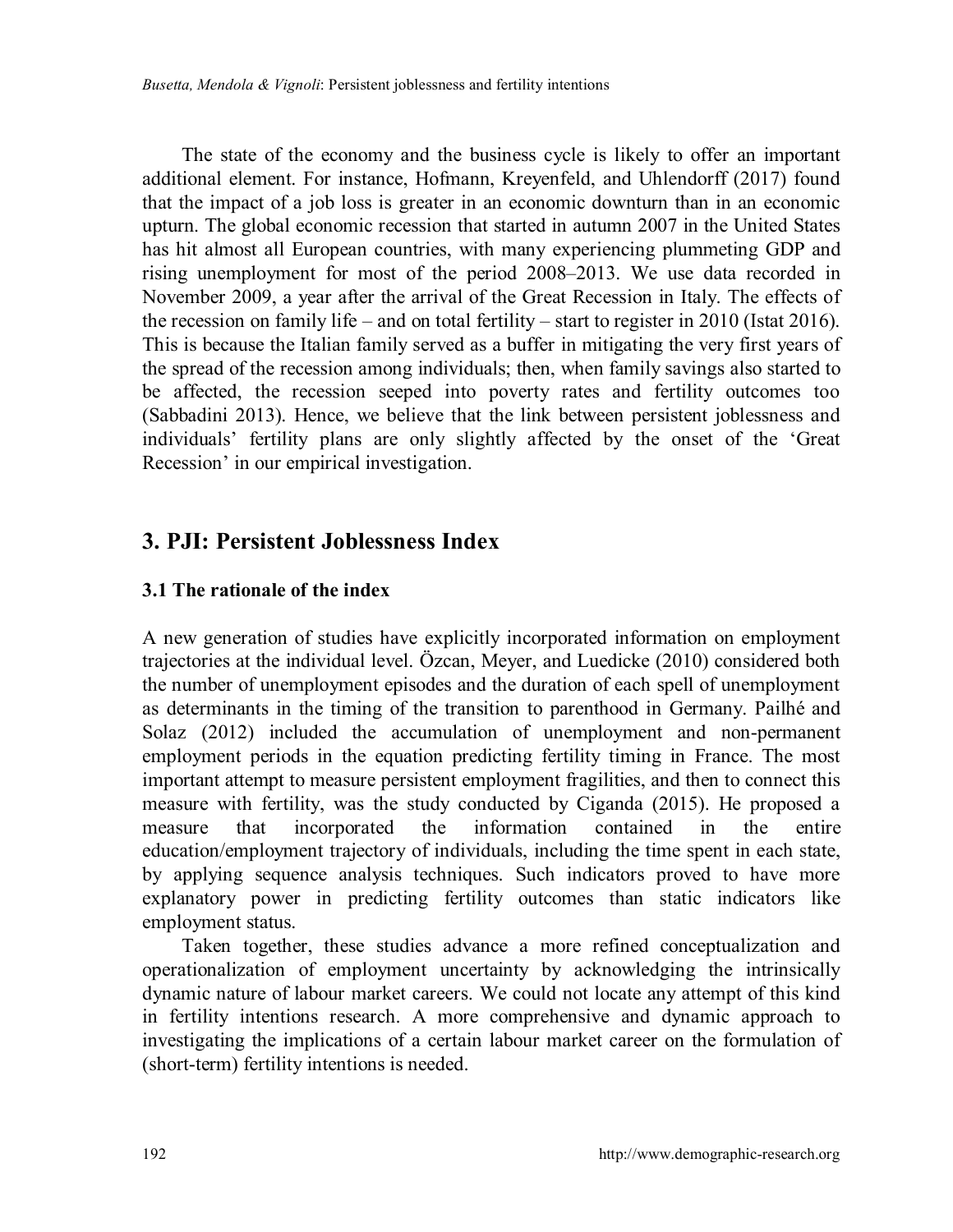The state of the economy and the business cycle is likely to offer an important additional element. For instance, Hofmann, Kreyenfeld, and Uhlendorff (2017) found that the impact of a job loss is greater in an economic downturn than in an economic upturn. The global economic recession that started in autumn 2007 in the United States has hit almost all European countries, with many experiencing plummeting GDP and rising unemployment for most of the period 2008–2013. We use data recorded in November 2009, a year after the arrival of the Great Recession in Italy. The effects of the recession on family life – and on total fertility – start to register in 2010 (Istat 2016). This is because the Italian family served as a buffer in mitigating the very first years of the spread of the recession among individuals; then, when family savings also started to be affected, the recession seeped into poverty rates and fertility outcomes too (Sabbadini 2013). Hence, we believe that the link between persistent joblessness and individuals' fertility plans are only slightly affected by the onset of the 'Great Recession' in our empirical investigation.

## 3. PJI: Persistent Joblessness Index

### 3.1 The rationale of the index

A new generation of studies have explicitly incorporated information on employment trajectories at the individual level. Özcan, Meyer, and Luedicke (2010) considered both the number of unemployment episodes and the duration of each spell of unemployment as determinants in the timing of the transition to parenthood in Germany. Pailhé and Solaz (2012) included the accumulation of unemployment and non-permanent employment periods in the equation predicting fertility timing in France. The most important attempt to measure persistent employment fragilities, and then to connect this measure with fertility, was the study conducted by Ciganda (2015). He proposed a measure that incorporated the information contained in the entire education/employment trajectory of individuals, including the time spent in each state, by applying sequence analysis techniques. Such indicators proved to have more explanatory power in predicting fertility outcomes than static indicators like employment status.

Taken together, these studies advance a more refined conceptualization and operationalization of employment uncertainty by acknowledging the intrinsically dynamic nature of labour market careers. We could not locate any attempt of this kind in fertility intentions research. A more comprehensive and dynamic approach to investigating the implications of a certain labour market career on the formulation of (short-term) fertility intentions is needed.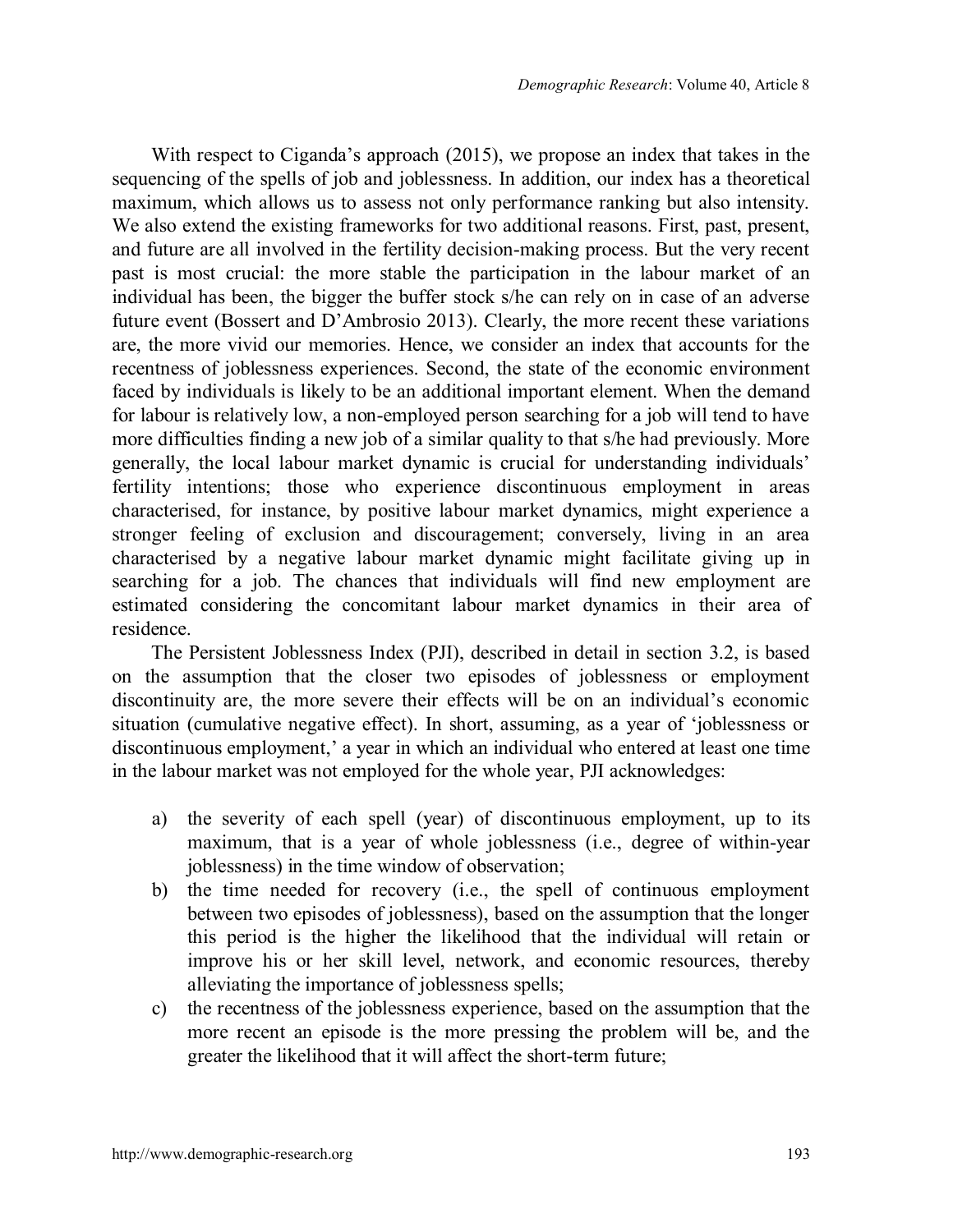With respect to Ciganda's approach (2015), we propose an index that takes in the sequencing of the spells of job and joblessness. In addition, our index has a theoretical maximum, which allows us to assess not only performance ranking but also intensity. We also extend the existing frameworks for two additional reasons. First, past, present, and future are all involved in the fertility decision-making process. But the very recent past is most crucial: the more stable the participation in the labour market of an individual has been, the bigger the buffer stock s/he can rely on in case of an adverse future event (Bossert and D'Ambrosio 2013). Clearly, the more recent these variations are, the more vivid our memories. Hence, we consider an index that accounts for the recentness of joblessness experiences. Second, the state of the economic environment faced by individuals is likely to be an additional important element. When the demand for labour is relatively low, a non-employed person searching for a job will tend to have more difficulties finding a new job of a similar quality to that s/he had previously. More generally, the local labour market dynamic is crucial for understanding individuals' fertility intentions; those who experience discontinuous employment in areas characterised, for instance, by positive labour market dynamics, might experience a stronger feeling of exclusion and discouragement; conversely, living in an area characterised by a negative labour market dynamic might facilitate giving up in searching for a job. The chances that individuals will find new employment are estimated considering the concomitant labour market dynamics in their area of residence.

The Persistent Joblessness Index (PJI), described in detail in section 3.2, is based on the assumption that the closer two episodes of joblessness or employment discontinuity are, the more severe their effects will be on an individual's economic situation (cumulative negative effect). In short, assuming, as a year of 'joblessness or discontinuous employment,' a year in which an individual who entered at least one time in the labour market was not employed for the whole year, PJI acknowledges:

a) the severity of each spell (year) of discontinuous employment, up to its maximum, that is a year of whole joblessness (i.e., degree of within-year joblessness) in the time window of observation;
b) the time needed for recovery (i.e., the spell of continuous employment between two episodes of joblessness), based on the assumption that the longer this period is the higher the likelihood that the individual will retain or improve his or her skill level, network, and economic resources, thereby alleviating the importance of joblessness spells;
c) the recentness of the joblessness experience, based on the assumption that the more recent an episode is the more pressing the problem will be, and the greater the likelihood that it will affect the short-term future;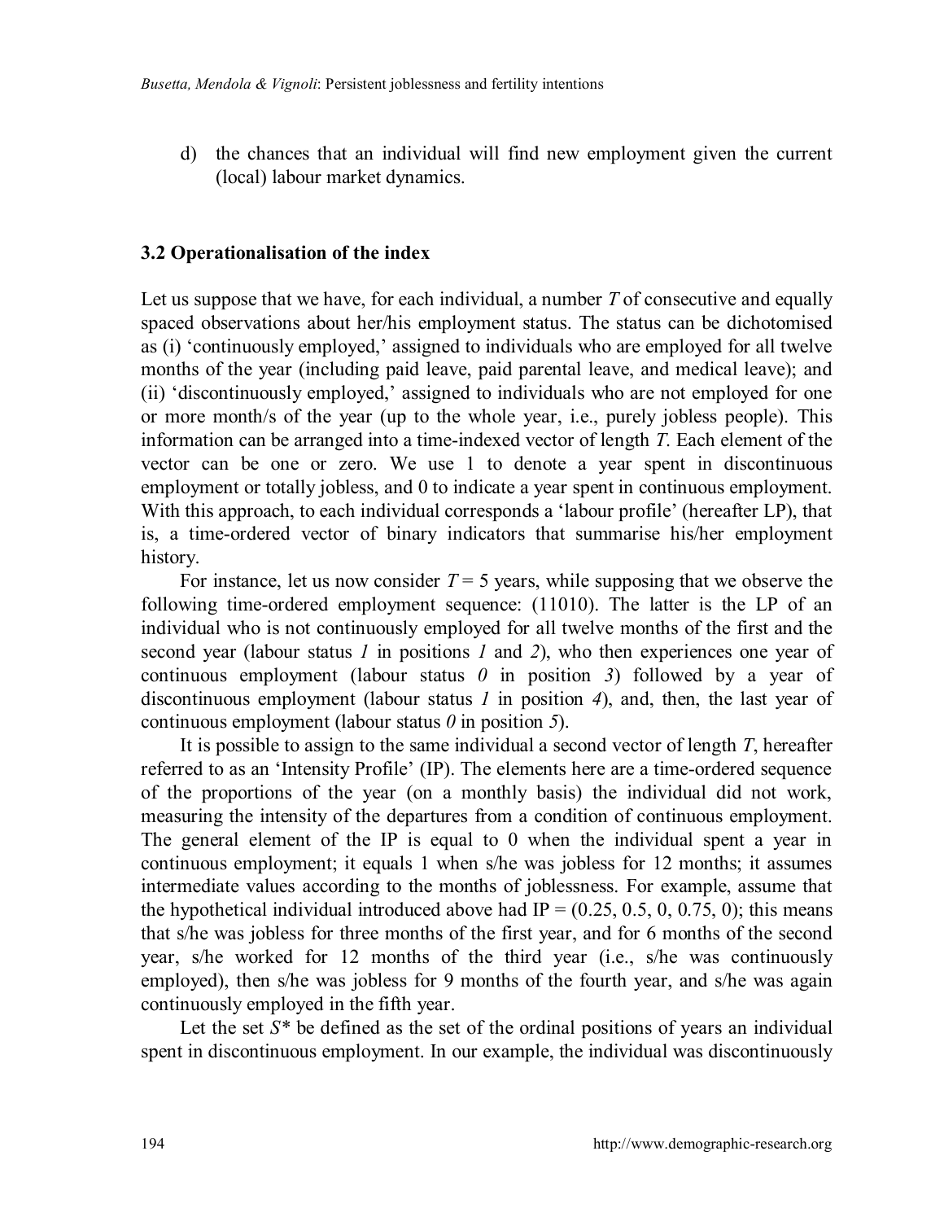d) the chances that an individual will find new employment given the current (local) labour market dynamics.

### 3.2 Operationalisation of the index

Let us suppose that we have, for each individual, a number $T$ of consecutive and equally spaced observations about her/his employment status. The status can be dichotomised as (i) 'continuously employed,' assigned to individuals who are employed for all twelve months of the year (including paid leave, paid parental leave, and medical leave); and (ii) 'discontinuously employed,' assigned to individuals who are not employed for one or more month/s of the year (up to the whole year, i.e., purely jobless people). This information can be arranged into a time-indexed vector of length $T$. Each element of the vector can be one or zero. We use 1 to denote a year spent in discontinuous employment or totally jobless, and 0 to indicate a year spent in continuous employment. With this approach, to each individual corresponds a 'labour profile' (hereafter LP), that is, a time-ordered vector of binary indicators that summarise his/her employment history.

For instance, let us now consider $T = 5$ years, while supposing that we observe the following time-ordered employment sequence: (11010). The latter is the LP of an individual who is not continuously employed for all twelve months of the first and the second year (labour status *1* in positions *1* and *2*), who then experiences one year of continuous employment (labour status *0* in position *3*) followed by a year of discontinuous employment (labour status *1* in position *4*), and, then, the last year of continuous employment (labour status *0* in position *5*).

It is possible to assign to the same individual a second vector of length $T$, hereafter referred to as an 'Intensity Profile' (IP). The elements here are a time-ordered sequence of the proportions of the year (on a monthly basis) the individual did not work, measuring the intensity of the departures from a condition of continuous employment. The general element of the IP is equal to 0 when the individual spent a year in continuous employment; it equals 1 when s/he was jobless for 12 months; it assumes intermediate values according to the months of joblessness. For example, assume that the hypothetical individual introduced above had IP = (0.25, 0.5, 0, 0.75, 0); this means that s/he was jobless for three months of the first year, and for 6 months of the second year, s/he worked for 12 months of the third year (i.e., s/he was continuously employed), then s/he was jobless for 9 months of the fourth year, and s/he was again continuously employed in the fifth year.

Let the set $S^*$ be defined as the set of the ordinal positions of years an individual spent in discontinuous employment. In our example, the individual was discontinuously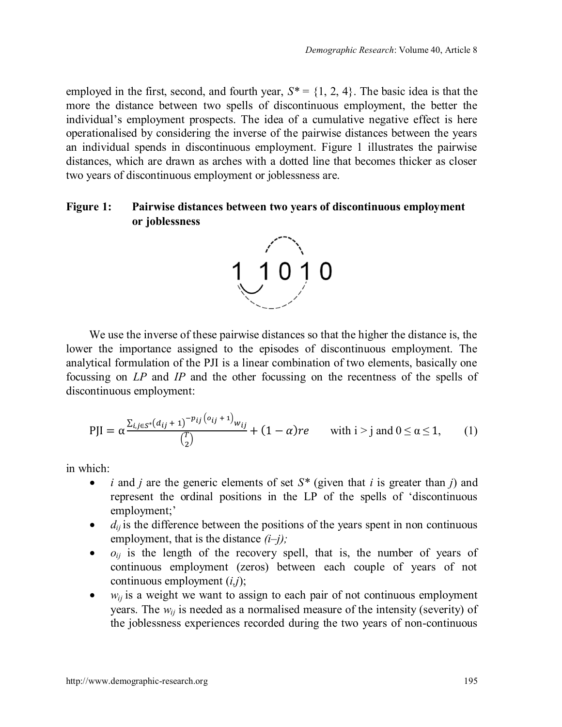employed in the first, second, and fourth year, $S^* = \{1, 2, 4\}$. The basic idea is that the more the distance between two spells of discontinuous employment, the better the individual's employment prospects. The idea of a cumulative negative effect is here operationalised by considering the inverse of the pairwise distances between the years an individual spends in discontinuous employment. Figure 1 illustrates the pairwise distances, which are drawn as arches with a dotted line that becomes thicker as closer two years of discontinuous employment or joblessness are.

**Figure 1: Pairwise distances between two years of discontinuous employment or joblessness**

1 1 0 1 0

We use the inverse of these pairwise distances so that the higher the distance is, the lower the importance assigned to the episodes of discontinuous employment. The analytical formulation of the PJI is a linear combination of two elements, basically one focussing on *LP* and *IP* and the other focussing on the recentness of the spells of discontinuous employment:

$$\mathrm{PJI} = \alpha \frac{\sum_{i,j \in S^*} (d_{ij} + 1)^{-p_{ij}(o_{ij} + 1)} w_{ij}}{\binom{T}{2}} + (1 - \alpha) re \qquad \text{with } i > j \text{ and } 0 \leq \alpha \leq 1, \qquad (1)$$

in which:

- $i$ and $j$ are the generic elements of set $S^*$ (given that $i$ is greater than $j$) and represent the ordinal positions in the LP of the spells of 'discontinuous employment;'
- $d_{ij}$ is the difference between the positions of the years spent in non continuous employment, that is the distance $(i–j)$;
- $o_{ij}$ is the length of the recovery spell, that is, the number of years of continuous employment (zeros) between each couple of years of not continuous employment $(i,j)$;
- $w_{ij}$ is a weight we want to assign to each pair of not continuous employment years. The $w_{ij}$ is needed as a normalised measure of the intensity (severity) of the joblessness experiences recorded during the two years of non-continuous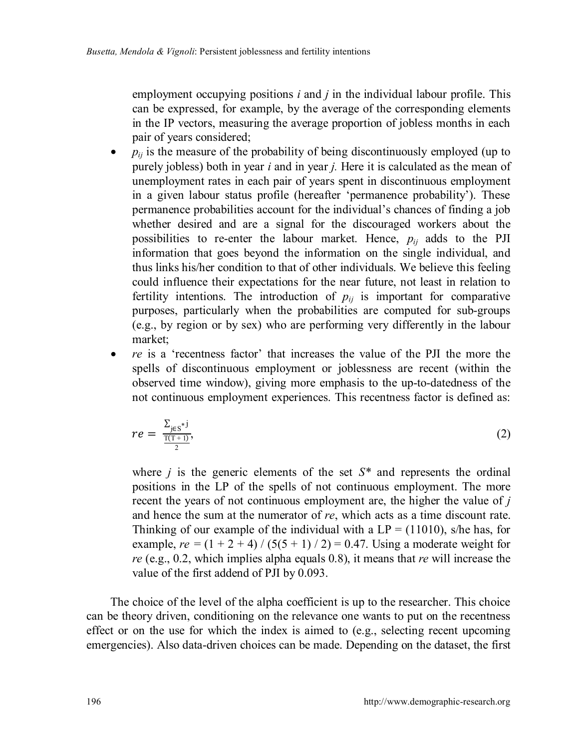employment occupying positions $i$ and $j$ in the individual labour profile. This can be expressed, for example, by the average of the corresponding elements in the IP vectors, measuring the average proportion of jobless months in each pair of years considered;

- $p_{ij}$ is the measure of the probability of being discontinuously employed (up to purely jobless) both in year $i$ and in year $j$. Here it is calculated as the mean of unemployment rates in each pair of years spent in discontinuous employment in a given labour status profile (hereafter 'permanence probability'). These permanence probabilities account for the individual's chances of finding a job whether desired and are a signal for the discouraged workers about the possibilities to re-enter the labour market. Hence, $p_{ij}$ adds to the PJI information that goes beyond the information on the single individual, and thus links his/her condition to that of other individuals. We believe this feeling could influence their expectations for the near future, not least in relation to fertility intentions. The introduction of $p_{ij}$ is important for comparative purposes, particularly when the probabilities are computed for sub-groups (e.g., by region or by sex) who are performing very differently in the labour market;
- $re$ is a 'recentness factor' that increases the value of the PJI the more the spells of discontinuous employment or joblessness are recent (within the observed time window), giving more emphasis to the up-to-datedness of the not continuous employment experiences. This recentness factor is defined as:

$$re = \frac{\sum_{j \in S^*} j}{\frac{T(T+1)}{2}}, \tag{2}$$

where $j$ is the generic elements of the set $S^*$ and represents the ordinal positions in the LP of the spells of not continuous employment. The more recent the years of not continuous employment are, the higher the value of $j$ and hence the sum at the numerator of $re$, which acts as a time discount rate. Thinking of our example of the individual with a LP = (11010), s/he has, for example, $re = (1 + 2 + 4) / (5(5 + 1) / 2) = 0.47$. Using a moderate weight for $re$ (e.g., 0.2, which implies alpha equals 0.8), it means that $re$ will increase the value of the first addend of PJI by 0.093.

The choice of the level of the alpha coefficient is up to the researcher. This choice can be theory driven, conditioning on the relevance one wants to put on the recentness effect or on the use for which the index is aimed to (e.g., selecting recent upcoming emergencies). Also data-driven choices can be made. Depending on the dataset, the first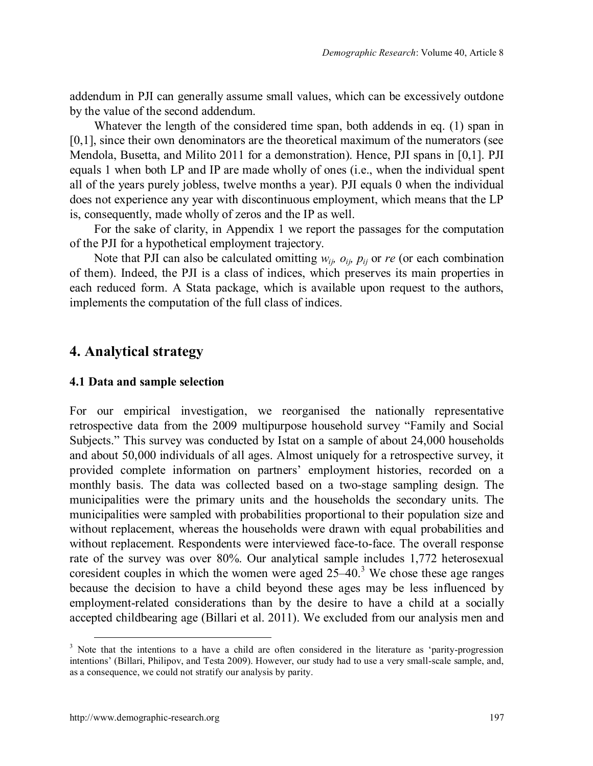addendum in PJI can generally assume small values, which can be excessively outdone by the value of the second addendum.

Whatever the length of the considered time span, both addends in eq. (1) span in [0,1], since their own denominators are the theoretical maximum of the numerators (see Mendola, Busetta, and Milito 2011 for a demonstration). Hence, PJI spans in [0,1]. PJI equals 1 when both LP and IP are made wholly of ones (i.e., when the individual spent all of the years purely jobless, twelve months a year). PJI equals 0 when the individual does not experience any year with discontinuous employment, which means that the LP is, consequently, made wholly of zeros and the IP as well.

For the sake of clarity, in Appendix 1 we report the passages for the computation of the PJI for a hypothetical employment trajectory.

Note that PJI can also be calculated omitting $w_{ij}$, $o_{ij}$, $p_{ij}$ or *re* (or each combination of them). Indeed, the PJI is a class of indices, which preserves its main properties in each reduced form. A Stata package, which is available upon request to the authors, implements the computation of the full class of indices.

## 4. Analytical strategy

### 4.1 Data and sample selection

For our empirical investigation, we reorganised the nationally representative retrospective data from the 2009 multipurpose household survey "Family and Social Subjects." This survey was conducted by Istat on a sample of about 24,000 households and about 50,000 individuals of all ages. Almost uniquely for a retrospective survey, it provided complete information on partners' employment histories, recorded on a monthly basis. The data was collected based on a two-stage sampling design. The municipalities were the primary units and the households the secondary units. The municipalities were sampled with probabilities proportional to their population size and without replacement, whereas the households were drawn with equal probabilities and without replacement. Respondents were interviewed face-to-face. The overall response rate of the survey was over 80%. Our analytical sample includes 1,772 heterosexual coresident couples in which the women were aged 25–40.[3] We chose these age ranges because the decision to have a child beyond these ages may be less influenced by employment-related considerations than by the desire to have a child at a socially accepted childbearing age (Billari et al. 2011). We excluded from our analysis men and

[3] Note that the intentions to a have a child are often considered in the literature as 'parity-progression intentions' (Billari, Philipov, and Testa 2009). However, our study had to use a very small-scale sample, and, as a consequence, we could not stratify our analysis by parity.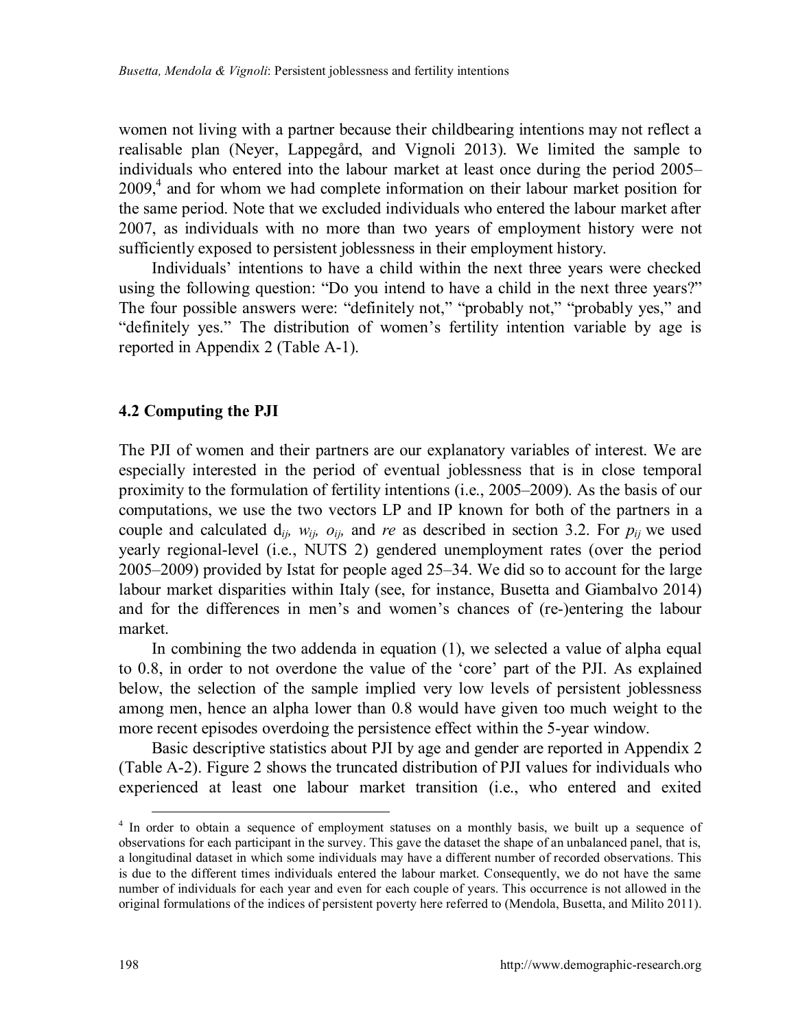women not living with a partner because their childbearing intentions may not reflect a realisable plan (Neyer, Lappegård, and Vignoli 2013). We limited the sample to individuals who entered into the labour market at least once during the period 2005–2009,[4] and for whom we had complete information on their labour market position for the same period. Note that we excluded individuals who entered the labour market after 2007, as individuals with no more than two years of employment history were not sufficiently exposed to persistent joblessness in their employment history.

Individuals' intentions to have a child within the next three years were checked using the following question: "Do you intend to have a child in the next three years?" The four possible answers were: "definitely not," "probably not," "probably yes," and "definitely yes." The distribution of women's fertility intention variable by age is reported in Appendix 2 (Table A-1).

### 4.2 Computing the PJI

The PJI of women and their partners are our explanatory variables of interest. We are especially interested in the period of eventual joblessness that is in close temporal proximity to the formulation of fertility intentions (i.e., 2005–2009). As the basis of our computations, we use the two vectors LP and IP known for both of the partners in a couple and calculated $d_{ij}$, $w_{ij}$, $o_{ij}$, and *re* as described in section 3.2. For $p_{ij}$ we used yearly regional-level (i.e., NUTS 2) gendered unemployment rates (over the period 2005–2009) provided by Istat for people aged 25–34. We did so to account for the large labour market disparities within Italy (see, for instance, Busetta and Giambalvo 2014) and for the differences in men's and women's chances of (re-)entering the labour market.

In combining the two addenda in equation (1), we selected a value of alpha equal to 0.8, in order to not overdone the value of the 'core' part of the PJI. As explained below, the selection of the sample implied very low levels of persistent joblessness among men, hence an alpha lower than 0.8 would have given too much weight to the more recent episodes overdoing the persistence effect within the 5-year window.

Basic descriptive statistics about PJI by age and gender are reported in Appendix 2 (Table A-2). Figure 2 shows the truncated distribution of PJI values for individuals who experienced at least one labour market transition (i.e., who entered and exited

[4] In order to obtain a sequence of employment statuses on a monthly basis, we built up a sequence of observations for each participant in the survey. This gave the dataset the shape of an unbalanced panel, that is, a longitudinal dataset in which some individuals may have a different number of recorded observations. This is due to the different times individuals entered the labour market. Consequently, we do not have the same number of individuals for each year and even for each couple of years. This occurrence is not allowed in the original formulations of the indices of persistent poverty here referred to (Mendola, Busetta, and Milito 2011).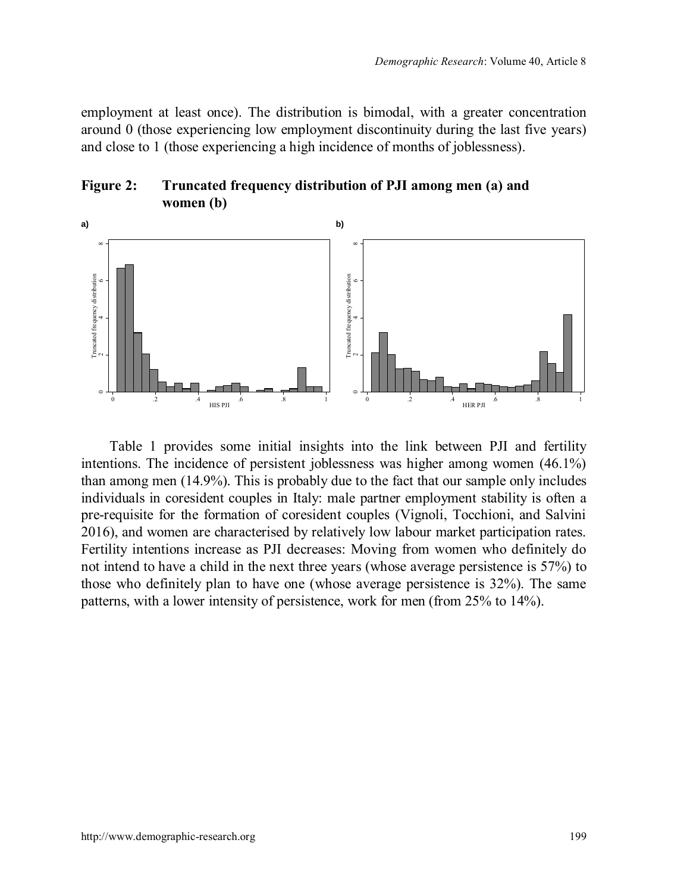employment at least once). The distribution is bimodal, with a greater concentration around 0 (those experiencing low employment discontinuity during the last five years) and close to 1 (those experiencing a high incidence of months of joblessness).

**Figure 2: Truncated frequency distribution of PJI among men (a) and women (b)**

Table 1 provides some initial insights into the link between PJI and fertility intentions. The incidence of persistent joblessness was higher among women (46.1%) than among men (14.9%). This is probably due to the fact that our sample only includes individuals in coresident couples in Italy: male partner employment stability is often a pre-requisite for the formation of coresident couples (Vignoli, Tocchioni, and Salvini 2016), and women are characterised by relatively low labour market participation rates. Fertility intentions increase as PJI decreases: Moving from women who definitely do not intend to have a child in the next three years (whose average persistence is 57%) to those who definitely plan to have one (whose average persistence is 32%). The same patterns, with a lower intensity of persistence, work for men (from 25% to 14%).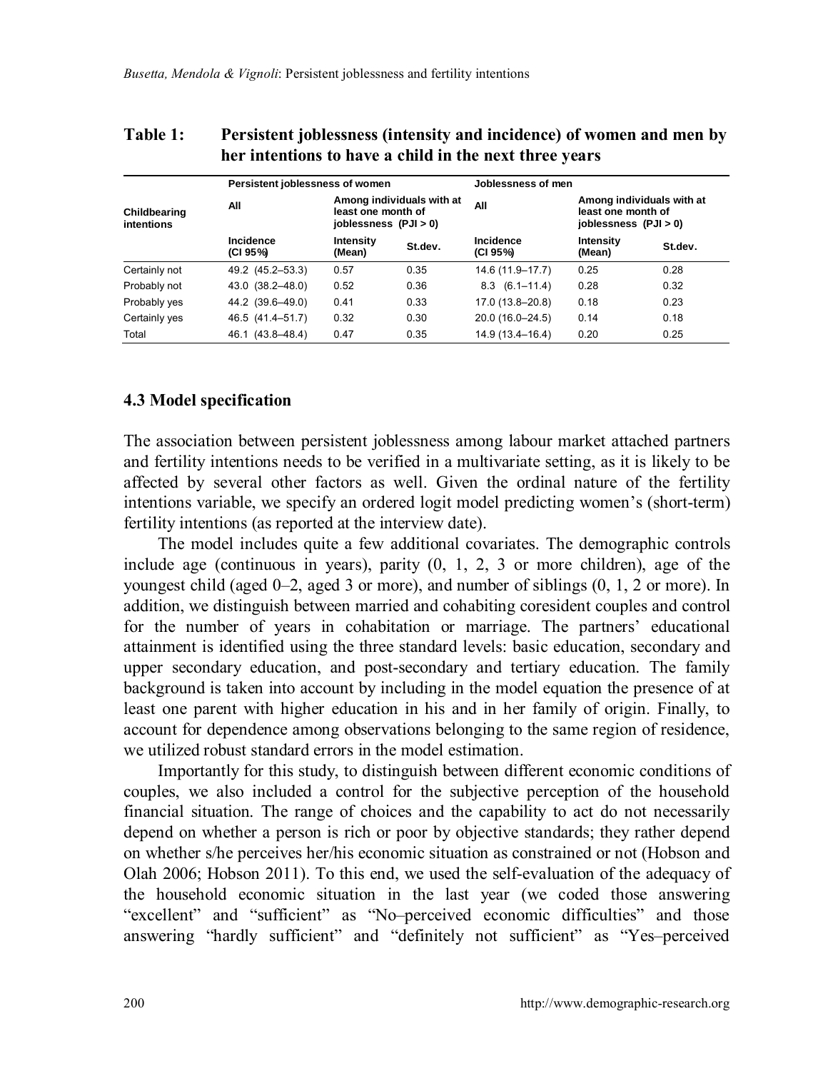**Table 1: Persistent joblessness (intensity and incidence) of women and men by her intentions to have a child in the next three years**

| Childbearing intentions | Persistent joblessness of women | | | Joblessness of men | | |
|---|---|---|---|---|---|---|
| | All | Among individuals with at least one month of joblessness (PJI > 0) | | All | Among individuals with at least one month of joblessness (PJI > 0) | |
| | Incidence (CI 95%) | Intensity (Mean) | St.dev. | Incidence (CI 95%) | Intensity (Mean) | St.dev. |
| Certainly not | 49.2 (45.2–53.3) | 0.57 | 0.35 | 14.6 (11.9–17.7) | 0.25 | 0.28 |
| Probably not | 43.0 (38.2–48.0) | 0.52 | 0.36 | 8.3 (6.1–11.4) | 0.28 | 0.32 |
| Probably yes | 44.2 (39.6–49.0) | 0.41 | 0.33 | 17.0 (13.8–20.8) | 0.18 | 0.23 |
| Certainly yes | 46.5 (41.4–51.7) | 0.32 | 0.30 | 20.0 (16.0–24.5) | 0.14 | 0.18 |
| Total | 46.1 (43.8–48.4) | 0.47 | 0.35 | 14.9 (13.4–16.4) | 0.20 | 0.25 |

### 4.3 Model specification

The association between persistent joblessness among labour market attached partners and fertility intentions needs to be verified in a multivariate setting, as it is likely to be affected by several other factors as well. Given the ordinal nature of the fertility intentions variable, we specify an ordered logit model predicting women's (short-term) fertility intentions (as reported at the interview date).

The model includes quite a few additional covariates. The demographic controls include age (continuous in years), parity (0, 1, 2, 3 or more children), age of the youngest child (aged 0–2, aged 3 or more), and number of siblings (0, 1, 2 or more). In addition, we distinguish between married and cohabiting coresident couples and control for the number of years in cohabitation or marriage. The partners' educational attainment is identified using the three standard levels: basic education, secondary and upper secondary education, and post-secondary and tertiary education. The family background is taken into account by including in the model equation the presence of at least one parent with higher education in his and in her family of origin. Finally, to account for dependence among observations belonging to the same region of residence, we utilized robust standard errors in the model estimation.

Importantly for this study, to distinguish between different economic conditions of couples, we also included a control for the subjective perception of the household financial situation. The range of choices and the capability to act do not necessarily depend on whether a person is rich or poor by objective standards; they rather depend on whether s/he perceives her/his economic situation as constrained or not (Hobson and Olah 2006; Hobson 2011). To this end, we used the self-evaluation of the adequacy of the household economic situation in the last year (we coded those answering "excellent" and "sufficient" as "No–perceived economic difficulties" and those answering "hardly sufficient" and "definitely not sufficient" as "Yes–perceived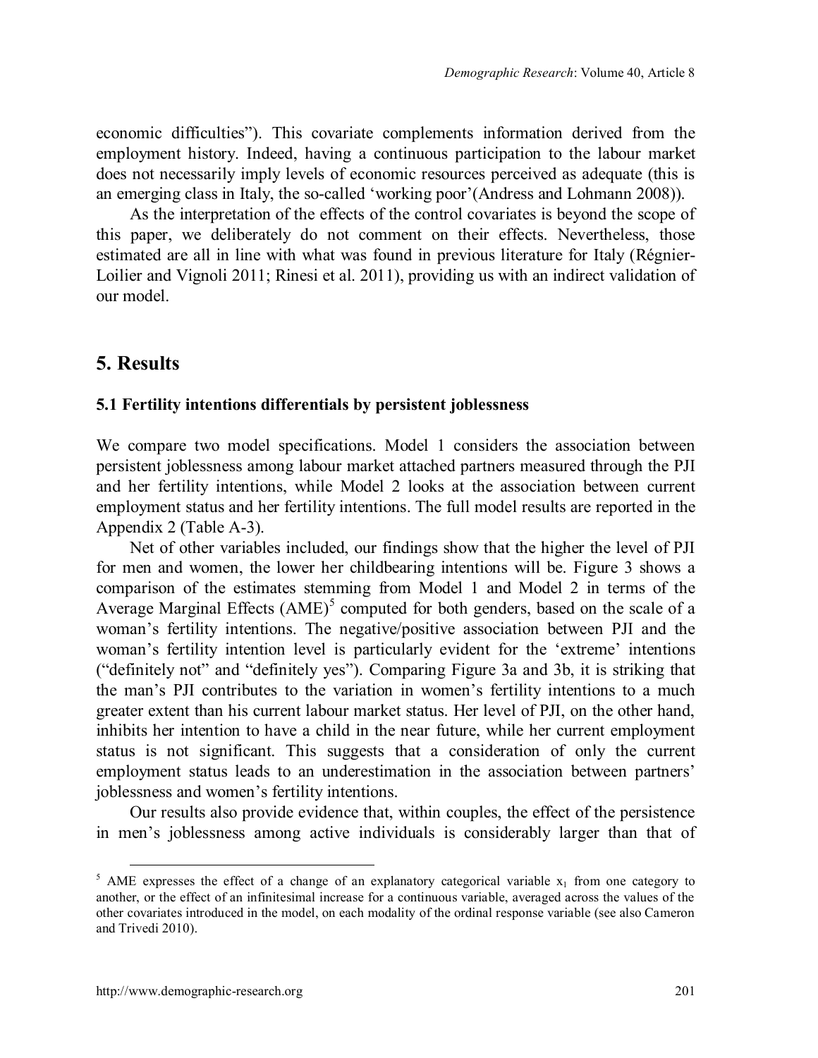economic difficulties"). This covariate complements information derived from the employment history. Indeed, having a continuous participation to the labour market does not necessarily imply levels of economic resources perceived as adequate (this is an emerging class in Italy, the so-called 'working poor'(Andress and Lohmann 2008)).

As the interpretation of the effects of the control covariates is beyond the scope of this paper, we deliberately do not comment on their effects. Nevertheless, those estimated are all in line with what was found in previous literature for Italy (Régnier-Loilier and Vignoli 2011; Rinesi et al. 2011), providing us with an indirect validation of our model.

## 5. Results

### 5.1 Fertility intentions differentials by persistent joblessness

We compare two model specifications. Model 1 considers the association between persistent joblessness among labour market attached partners measured through the PJI and her fertility intentions, while Model 2 looks at the association between current employment status and her fertility intentions. The full model results are reported in the Appendix 2 (Table A-3).

Net of other variables included, our findings show that the higher the level of PJI for men and women, the lower her childbearing intentions will be. Figure 3 shows a comparison of the estimates stemming from Model 1 and Model 2 in terms of the Average Marginal Effects (AME)[5] computed for both genders, based on the scale of a woman's fertility intentions. The negative/positive association between PJI and the woman's fertility intention level is particularly evident for the 'extreme' intentions ("definitely not" and "definitely yes"). Comparing Figure 3a and 3b, it is striking that the man's PJI contributes to the variation in women's fertility intentions to a much greater extent than his current labour market status. Her level of PJI, on the other hand, inhibits her intention to have a child in the near future, while her current employment status is not significant. This suggests that a consideration of only the current employment status leads to an underestimation in the association between partners' joblessness and women's fertility intentions.

Our results also provide evidence that, within couples, the effect of the persistence in men's joblessness among active individuals is considerably larger than that of

[5] AME expresses the effect of a change of an explanatory categorical variable $x_1$ from one category to another, or the effect of an infinitesimal increase for a continuous variable, averaged across the values of the other covariates introduced in the model, on each modality of the ordinal response variable (see also Cameron and Trivedi 2010).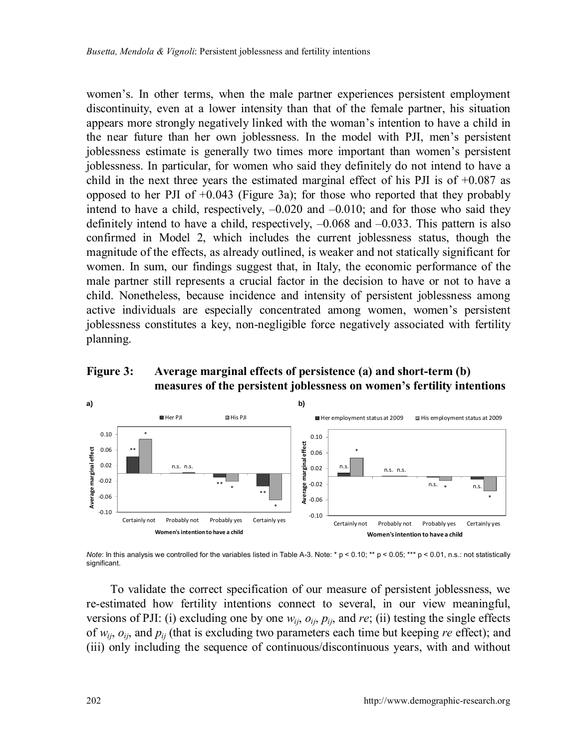women's. In other terms, when the male partner experiences persistent employment discontinuity, even at a lower intensity than that of the female partner, his situation appears more strongly negatively linked with the woman's intention to have a child in the near future than her own joblessness. In the model with PJI, men's persistent joblessness estimate is generally two times more important than women's persistent joblessness. In particular, for women who said they definitely do not intend to have a child in the next three years the estimated marginal effect of his PJI is of +0.087 as opposed to her PJI of +0.043 (Figure 3a); for those who reported that they probably intend to have a child, respectively, –0.020 and –0.010; and for those who said they definitely intend to have a child, respectively, –0.068 and –0.033. This pattern is also confirmed in Model 2, which includes the current joblessness status, though the magnitude of the effects, as already outlined, is weaker and not statically significant for women. In sum, our findings suggest that, in Italy, the economic performance of the male partner still represents a crucial factor in the decision to have or not to have a child. Nonetheless, because incidence and intensity of persistent joblessness among active individuals are especially concentrated among women, women's persistent joblessness constitutes a key, non-negligible force negatively associated with fertility planning.

**Figure 3: Average marginal effects of persistence (a) and short-term (b) measures of the persistent joblessness on women's fertility intentions**

*Note*: In this analysis we controlled for the variables listed in Table A-3. Note: * p < 0.10; ** p < 0.05; *** p < 0.01, n.s.: not statistically significant.

To validate the correct specification of our measure of persistent joblessness, we re-estimated how fertility intentions connect to several, in our view meaningful, versions of PJI: (i) excluding one by one $w_{ij}$, $o_{ij}$, $p_{ij}$, and *re*; (ii) testing the single effects of $w_{ij}$, $o_{ij}$, and $p_{ij}$ (that is excluding two parameters each time but keeping *re* effect); and (iii) only including the sequence of continuous/discontinuous years, with and without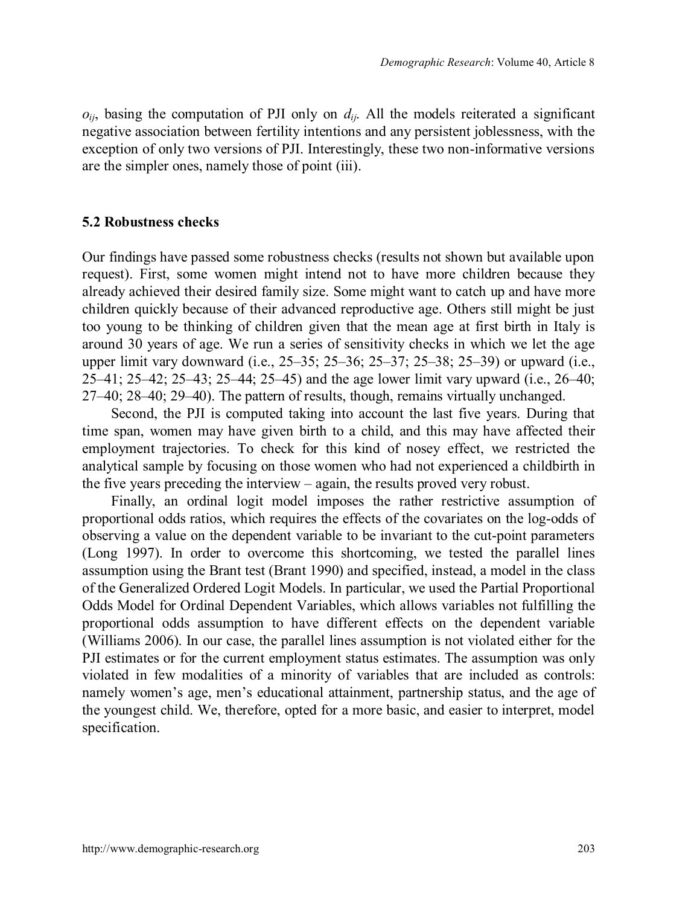$o_{ij}$, basing the computation of PJI only on $d_{ij}$. All the models reiterated a significant negative association between fertility intentions and any persistent joblessness, with the exception of only two versions of PJI. Interestingly, these two non-informative versions are the simpler ones, namely those of point (iii).

### 5.2 Robustness checks

Our findings have passed some robustness checks (results not shown but available upon request). First, some women might intend not to have more children because they already achieved their desired family size. Some might want to catch up and have more children quickly because of their advanced reproductive age. Others still might be just too young to be thinking of children given that the mean age at first birth in Italy is around 30 years of age. We run a series of sensitivity checks in which we let the age upper limit vary downward (i.e., 25–35; 25–36; 25–37; 25–38; 25–39) or upward (i.e., 25–41; 25–42; 25–43; 25–44; 25–45) and the age lower limit vary upward (i.e., 26–40; 27–40; 28–40; 29–40). The pattern of results, though, remains virtually unchanged.

Second, the PJI is computed taking into account the last five years. During that time span, women may have given birth to a child, and this may have affected their employment trajectories. To check for this kind of nosey effect, we restricted the analytical sample by focusing on those women who had not experienced a childbirth in the five years preceding the interview – again, the results proved very robust.

Finally, an ordinal logit model imposes the rather restrictive assumption of proportional odds ratios, which requires the effects of the covariates on the log-odds of observing a value on the dependent variable to be invariant to the cut-point parameters (Long 1997). In order to overcome this shortcoming, we tested the parallel lines assumption using the Brant test (Brant 1990) and specified, instead, a model in the class of the Generalized Ordered Logit Models. In particular, we used the Partial Proportional Odds Model for Ordinal Dependent Variables, which allows variables not fulfilling the proportional odds assumption to have different effects on the dependent variable (Williams 2006). In our case, the parallel lines assumption is not violated either for the PJI estimates or for the current employment status estimates. The assumption was only violated in few modalities of a minority of variables that are included as controls: namely women's age, men's educational attainment, partnership status, and the age of the youngest child. We, therefore, opted for a more basic, and easier to interpret, model specification.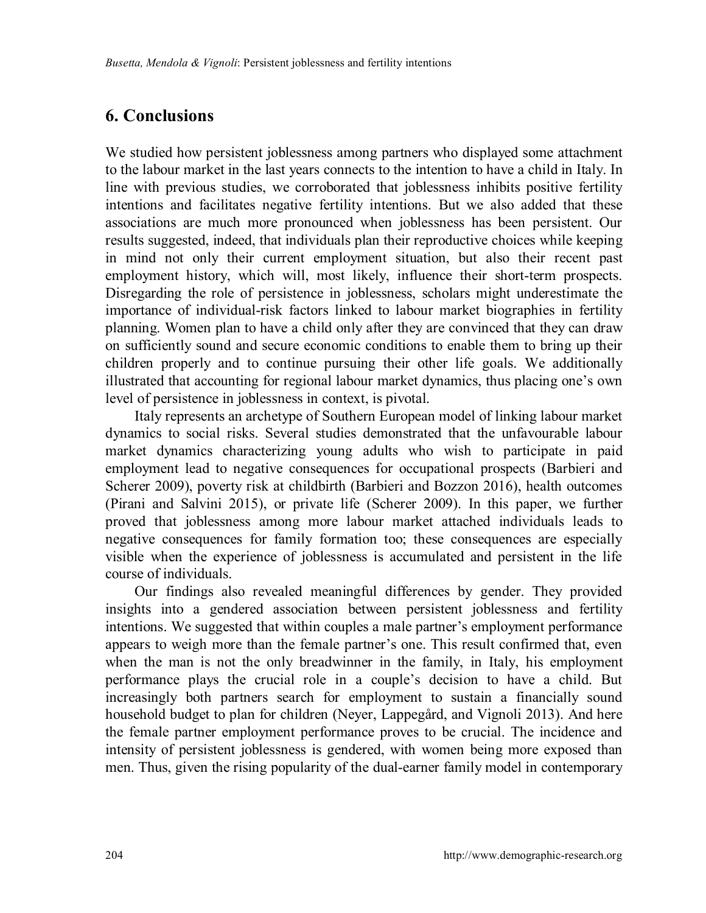## 6. Conclusions

We studied how persistent joblessness among partners who displayed some attachment to the labour market in the last years connects to the intention to have a child in Italy. In line with previous studies, we corroborated that joblessness inhibits positive fertility intentions and facilitates negative fertility intentions. But we also added that these associations are much more pronounced when joblessness has been persistent. Our results suggested, indeed, that individuals plan their reproductive choices while keeping in mind not only their current employment situation, but also their recent past employment history, which will, most likely, influence their short-term prospects. Disregarding the role of persistence in joblessness, scholars might underestimate the importance of individual-risk factors linked to labour market biographies in fertility planning. Women plan to have a child only after they are convinced that they can draw on sufficiently sound and secure economic conditions to enable them to bring up their children properly and to continue pursuing their other life goals. We additionally illustrated that accounting for regional labour market dynamics, thus placing one's own level of persistence in joblessness in context, is pivotal.

Italy represents an archetype of Southern European model of linking labour market dynamics to social risks. Several studies demonstrated that the unfavourable labour market dynamics characterizing young adults who wish to participate in paid employment lead to negative consequences for occupational prospects (Barbieri and Scherer 2009), poverty risk at childbirth (Barbieri and Bozzon 2016), health outcomes (Pirani and Salvini 2015), or private life (Scherer 2009). In this paper, we further proved that joblessness among more labour market attached individuals leads to negative consequences for family formation too; these consequences are especially visible when the experience of joblessness is accumulated and persistent in the life course of individuals.

Our findings also revealed meaningful differences by gender. They provided insights into a gendered association between persistent joblessness and fertility intentions. We suggested that within couples a male partner's employment performance appears to weigh more than the female partner's one. This result confirmed that, even when the man is not the only breadwinner in the family, in Italy, his employment performance plays the crucial role in a couple's decision to have a child. But increasingly both partners search for employment to sustain a financially sound household budget to plan for children (Neyer, Lappegård, and Vignoli 2013). And here the female partner employment performance proves to be crucial. The incidence and intensity of persistent joblessness is gendered, with women being more exposed than men. Thus, given the rising popularity of the dual-earner family model in contemporary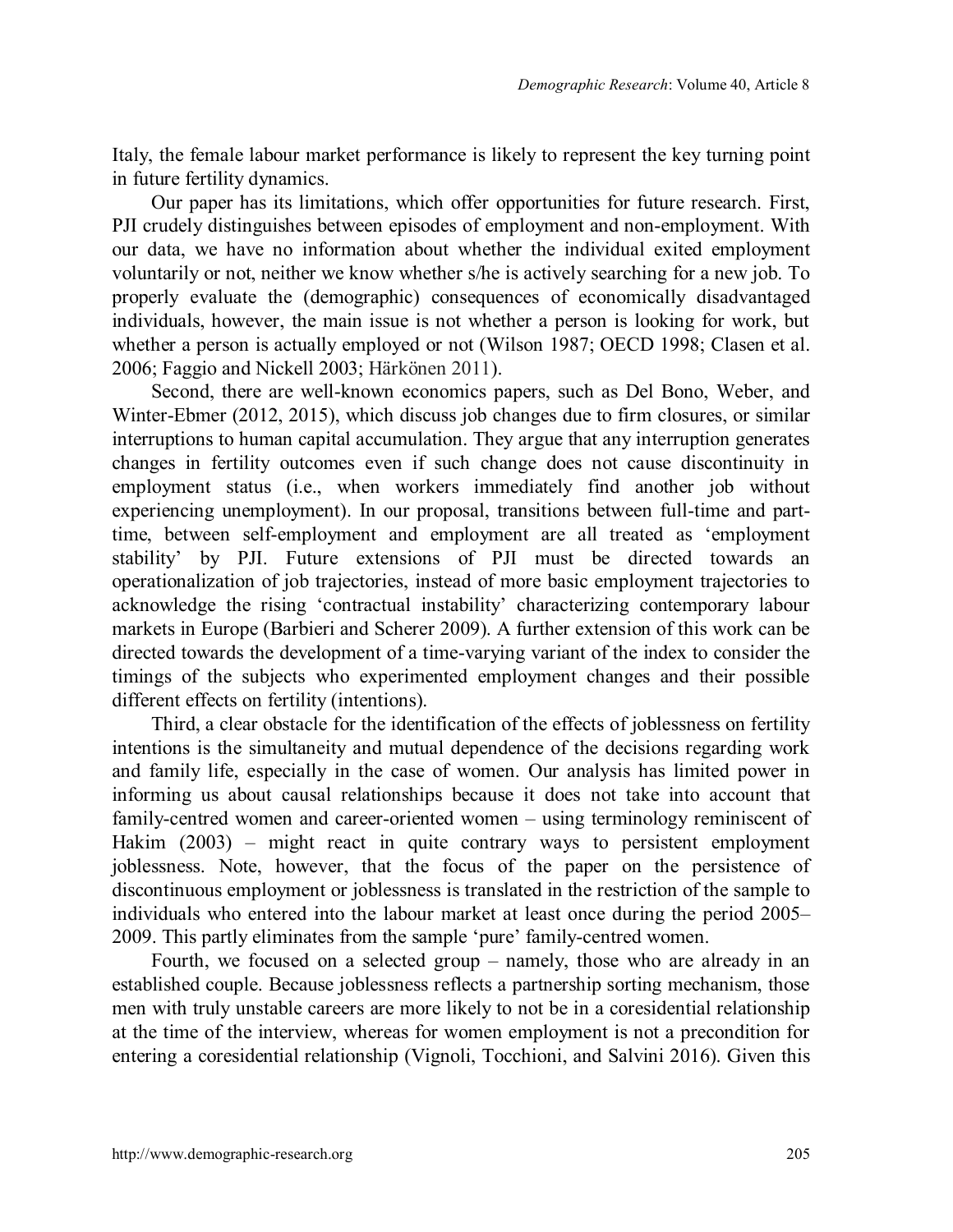Italy, the female labour market performance is likely to represent the key turning point in future fertility dynamics.

Our paper has its limitations, which offer opportunities for future research. First, PJI crudely distinguishes between episodes of employment and non-employment. With our data, we have no information about whether the individual exited employment voluntarily or not, neither we know whether s/he is actively searching for a new job. To properly evaluate the (demographic) consequences of economically disadvantaged individuals, however, the main issue is not whether a person is looking for work, but whether a person is actually employed or not (Wilson 1987; OECD 1998; Clasen et al. 2006; Faggio and Nickell 2003; Härkönen 2011).

Second, there are well-known economics papers, such as Del Bono, Weber, and Winter-Ebmer (2012, 2015), which discuss job changes due to firm closures, or similar interruptions to human capital accumulation. They argue that any interruption generates changes in fertility outcomes even if such change does not cause discontinuity in employment status (i.e., when workers immediately find another job without experiencing unemployment). In our proposal, transitions between full-time and part-time, between self-employment and employment are all treated as 'employment stability' by PJI. Future extensions of PJI must be directed towards an operationalization of job trajectories, instead of more basic employment trajectories to acknowledge the rising 'contractual instability' characterizing contemporary labour markets in Europe (Barbieri and Scherer 2009). A further extension of this work can be directed towards the development of a time-varying variant of the index to consider the timings of the subjects who experimented employment changes and their possible different effects on fertility (intentions).

Third, a clear obstacle for the identification of the effects of joblessness on fertility intentions is the simultaneity and mutual dependence of the decisions regarding work and family life, especially in the case of women. Our analysis has limited power in informing us about causal relationships because it does not take into account that family-centred women and career-oriented women – using terminology reminiscent of Hakim (2003) – might react in quite contrary ways to persistent employment joblessness. Note, however, that the focus of the paper on the persistence of discontinuous employment or joblessness is translated in the restriction of the sample to individuals who entered into the labour market at least once during the period 2005–2009. This partly eliminates from the sample 'pure' family-centred women.

Fourth, we focused on a selected group – namely, those who are already in an established couple. Because joblessness reflects a partnership sorting mechanism, those men with truly unstable careers are more likely to not be in a coresidential relationship at the time of the interview, whereas for women employment is not a precondition for entering a coresidential relationship (Vignoli, Tocchioni, and Salvini 2016). Given this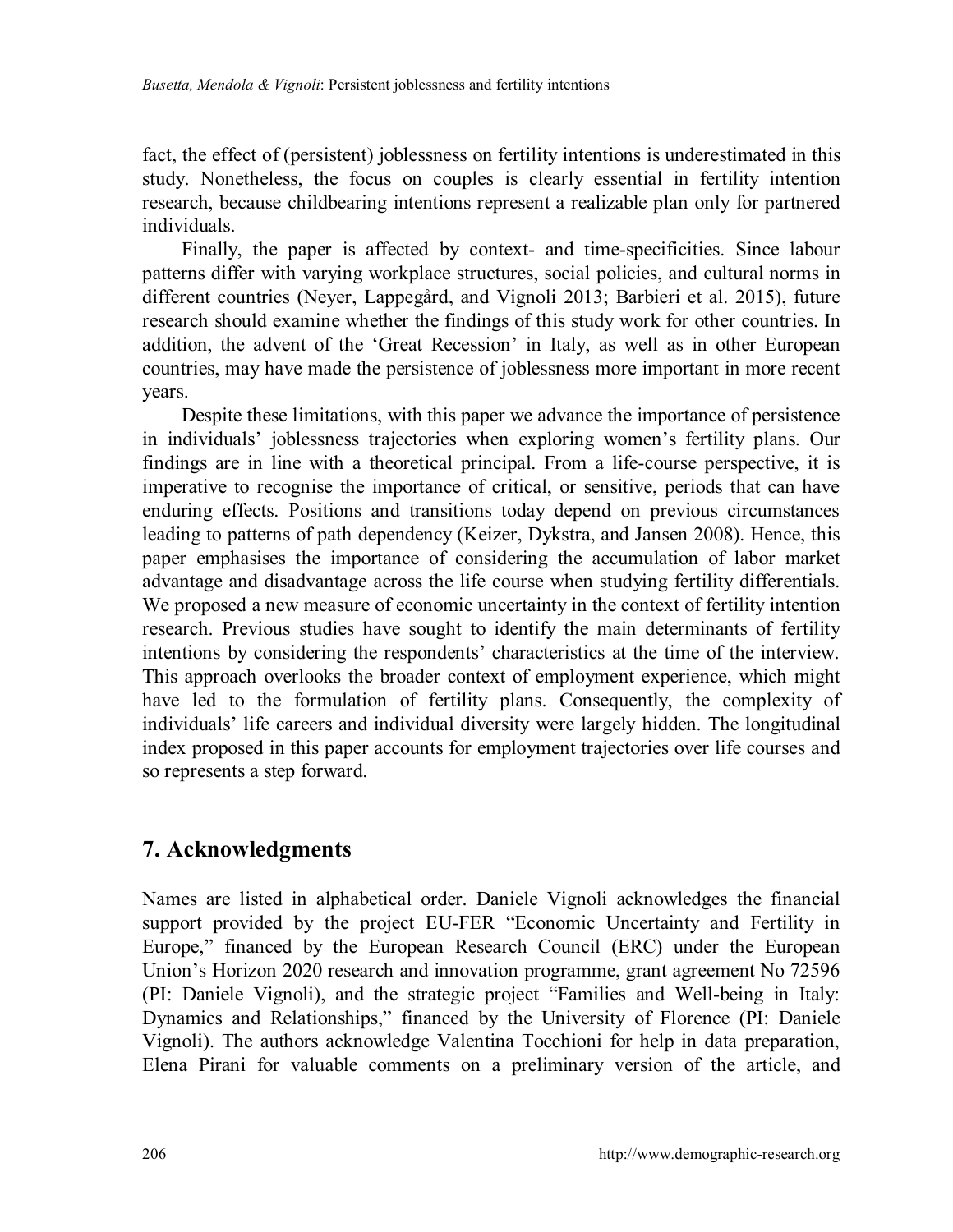fact, the effect of (persistent) joblessness on fertility intentions is underestimated in this study. Nonetheless, the focus on couples is clearly essential in fertility intention research, because childbearing intentions represent a realizable plan only for partnered individuals.

Finally, the paper is affected by context- and time-specificities. Since labour patterns differ with varying workplace structures, social policies, and cultural norms in different countries (Neyer, Lappegård, and Vignoli 2013; Barbieri et al. 2015), future research should examine whether the findings of this study work for other countries. In addition, the advent of the 'Great Recession' in Italy, as well as in other European countries, may have made the persistence of joblessness more important in more recent years.

Despite these limitations, with this paper we advance the importance of persistence in individuals' joblessness trajectories when exploring women's fertility plans. Our findings are in line with a theoretical principal. From a life-course perspective, it is imperative to recognise the importance of critical, or sensitive, periods that can have enduring effects. Positions and transitions today depend on previous circumstances leading to patterns of path dependency (Keizer, Dykstra, and Jansen 2008). Hence, this paper emphasises the importance of considering the accumulation of labor market advantage and disadvantage across the life course when studying fertility differentials. We proposed a new measure of economic uncertainty in the context of fertility intention research. Previous studies have sought to identify the main determinants of fertility intentions by considering the respondents' characteristics at the time of the interview. This approach overlooks the broader context of employment experience, which might have led to the formulation of fertility plans. Consequently, the complexity of individuals' life careers and individual diversity were largely hidden. The longitudinal index proposed in this paper accounts for employment trajectories over life courses and so represents a step forward.

## 7. Acknowledgments

Names are listed in alphabetical order. Daniele Vignoli acknowledges the financial support provided by the project EU-FER "Economic Uncertainty and Fertility in Europe," financed by the European Research Council (ERC) under the European Union's Horizon 2020 research and innovation programme, grant agreement No 72596 (PI: Daniele Vignoli), and the strategic project "Families and Well-being in Italy: Dynamics and Relationships," financed by the University of Florence (PI: Daniele Vignoli). The authors acknowledge Valentina Tocchioni for help in data preparation, Elena Pirani for valuable comments on a preliminary version of the article, and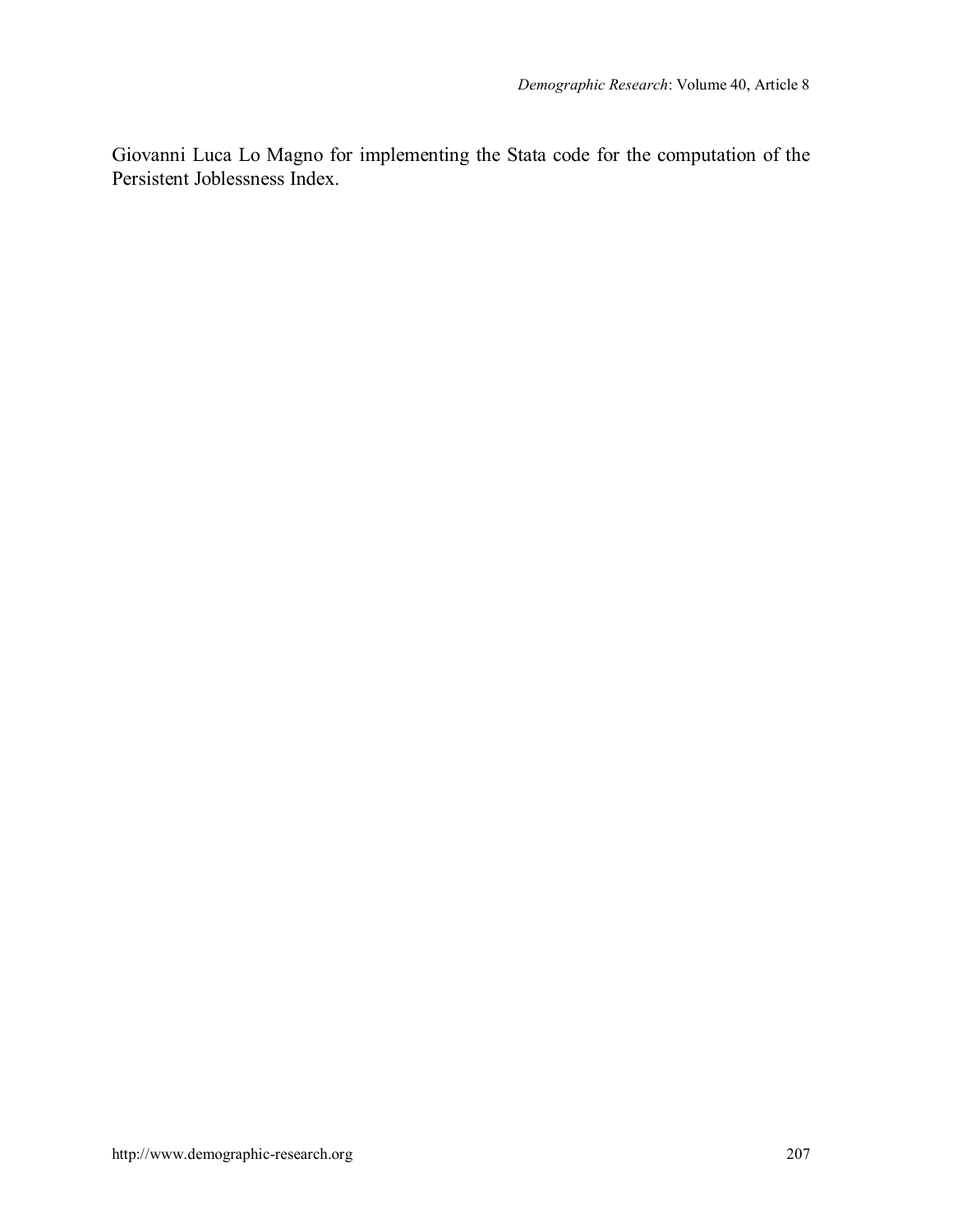Giovanni Luca Lo Magno for implementing the Stata code for the computation of the Persistent Joblessness Index.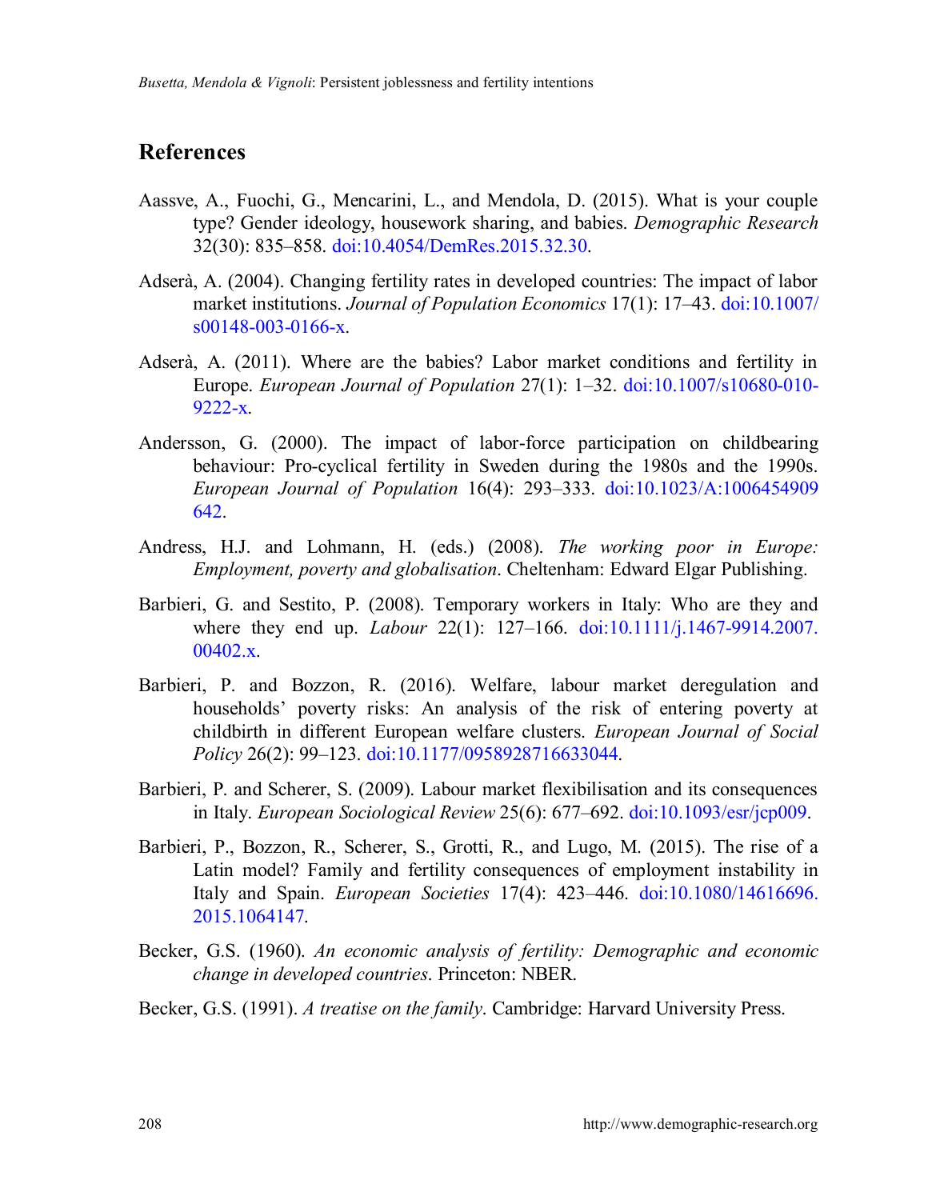## References

Aassve, A., Fuochi, G., Mencarini, L., and Mendola, D. (2015). What is your couple type? Gender ideology, housework sharing, and babies. *Demographic Research* 32(30): 835–858. doi:10.4054/DemRes.2015.32.30.

Adserà, A. (2004). Changing fertility rates in developed countries: The impact of labor market institutions. *Journal of Population Economics* 17(1): 17–43. doi:10.1007/s00148-003-0166-x.

Adserà, A. (2011). Where are the babies? Labor market conditions and fertility in Europe. *European Journal of Population* 27(1): 1–32. doi:10.1007/s10680-010-9222-x.

Andersson, G. (2000). The impact of labor-force participation on childbearing behaviour: Pro-cyclical fertility in Sweden during the 1980s and the 1990s. *European Journal of Population* 16(4): 293–333. doi:10.1023/A:1006454909642.

Andress, H.J. and Lohmann, H. (eds.) (2008). *The working poor in Europe: Employment, poverty and globalisation*. Cheltenham: Edward Elgar Publishing.

Barbieri, G. and Sestito, P. (2008). Temporary workers in Italy: Who are they and where they end up. *Labour* 22(1): 127–166. doi:10.1111/j.1467-9914.2007.00402.x.

Barbieri, P. and Bozzon, R. (2016). Welfare, labour market deregulation and households' poverty risks: An analysis of the risk of entering poverty at childbirth in different European welfare clusters. *European Journal of Social Policy* 26(2): 99–123. doi:10.1177/0958928716633044.

Barbieri, P. and Scherer, S. (2009). Labour market flexibilisation and its consequences in Italy. *European Sociological Review* 25(6): 677–692. doi:10.1093/esr/jcp009.

Barbieri, P., Bozzon, R., Scherer, S., Grotti, R., and Lugo, M. (2015). The rise of a Latin model? Family and fertility consequences of employment instability in Italy and Spain. *European Societies* 17(4): 423–446. doi:10.1080/14616696.2015.1064147.

Becker, G.S. (1960). *An economic analysis of fertility: Demographic and economic change in developed countries*. Princeton: NBER.

Becker, G.S. (1991). *A treatise on the family*. Cambridge: Harvard University Press.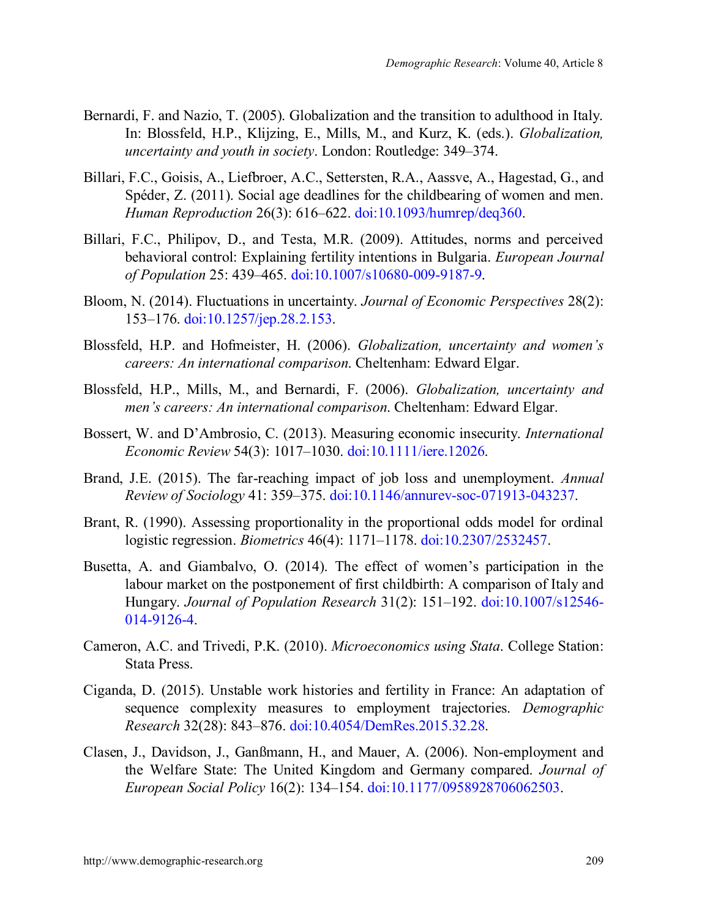Bernardi, F. and Nazio, T. (2005). Globalization and the transition to adulthood in Italy. In: Blossfeld, H.P., Klijzing, E., Mills, M., and Kurz, K. (eds.). *Globalization, uncertainty and youth in society*. London: Routledge: 349–374.

Billari, F.C., Goisis, A., Liefbroer, A.C., Settersten, R.A., Aassve, A., Hagestad, G., and Spéder, Z. (2011). Social age deadlines for the childbearing of women and men. *Human Reproduction* 26(3): 616–622. doi:10.1093/humrep/deq360.

Billari, F.C., Philipov, D., and Testa, M.R. (2009). Attitudes, norms and perceived behavioral control: Explaining fertility intentions in Bulgaria. *European Journal of Population* 25: 439–465. doi:10.1007/s10680-009-9187-9.

Bloom, N. (2014). Fluctuations in uncertainty. *Journal of Economic Perspectives* 28(2): 153–176. doi:10.1257/jep.28.2.153.

Blossfeld, H.P. and Hofmeister, H. (2006). *Globalization, uncertainty and women's careers: An international comparison*. Cheltenham: Edward Elgar.

Blossfeld, H.P., Mills, M., and Bernardi, F. (2006). *Globalization, uncertainty and men's careers: An international comparison*. Cheltenham: Edward Elgar.

Bossert, W. and D'Ambrosio, C. (2013). Measuring economic insecurity. *International Economic Review* 54(3): 1017–1030. doi:10.1111/iere.12026.

Brand, J.E. (2015). The far-reaching impact of job loss and unemployment. *Annual Review of Sociology* 41: 359–375. doi:10.1146/annurev-soc-071913-043237.

Brant, R. (1990). Assessing proportionality in the proportional odds model for ordinal logistic regression. *Biometrics* 46(4): 1171–1178. doi:10.2307/2532457.

Busetta, A. and Giambalvo, O. (2014). The effect of women's participation in the labour market on the postponement of first childbirth: A comparison of Italy and Hungary. *Journal of Population Research* 31(2): 151–192. doi:10.1007/s12546-014-9126-4.

Cameron, A.C. and Trivedi, P.K. (2010). *Microeconomics using Stata*. College Station: Stata Press.

Ciganda, D. (2015). Unstable work histories and fertility in France: An adaptation of sequence complexity measures to employment trajectories. *Demographic Research* 32(28): 843–876. doi:10.4054/DemRes.2015.32.28.

Clasen, J., Davidson, J., Ganßmann, H., and Mauer, A. (2006). Non-employment and the Welfare State: The United Kingdom and Germany compared. *Journal of European Social Policy* 16(2): 134–154. doi:10.1177/0958928706062503.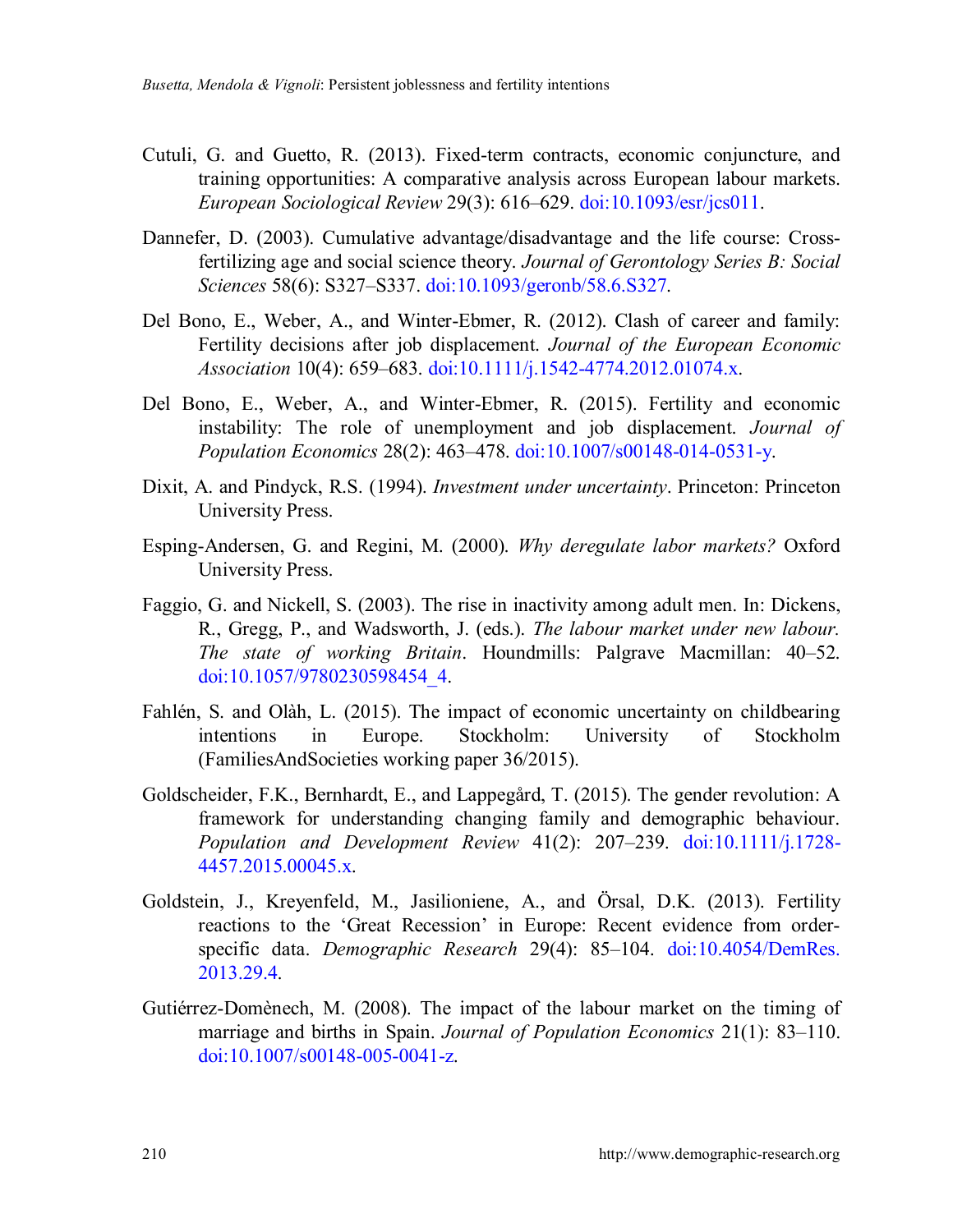Cuteli, G. and Guetto, R. (2013). Fixed-term contracts, economic conjuncture, and training opportunities: A comparative analysis across European labour markets. *European Sociological Review* 29(3): 616–629. doi:10.1093/esr/jcs011.

Dannefer, D. (2003). Cumulative advantage/disadvantage and the life course: Cross-fertilizing age and social science theory. *Journal of Gerontology Series B: Social Sciences* 58(6): S327–S337. doi:10.1093/geronb/58.6.S327.

Del Bono, E., Weber, A., and Winter-Ebmer, R. (2012). Clash of career and family: Fertility decisions after job displacement. *Journal of the European Economic Association* 10(4): 659–683. doi:10.1111/j.1542-4774.2012.01074.x.

Del Bono, E., Weber, A., and Winter-Ebmer, R. (2015). Fertility and economic instability: The role of unemployment and job displacement. *Journal of Population Economics* 28(2): 463–478. doi:10.1007/s00148-014-0531-y.

Dixit, A. and Pindyck, R.S. (1994). *Investment under uncertainty*. Princeton: Princeton University Press.

Esping-Andersen, G. and Regini, M. (2000). *Why deregulate labor markets?* Oxford University Press.

Faggio, G. and Nickell, S. (2003). The rise in inactivity among adult men. In: Dickens, R., Gregg, P., and Wadsworth, J. (eds.). *The labour market under new labour. The state of working Britain*. Houndmills: Palgrave Macmillan: 40–52. doi:10.1057/9780230598454_4.

Fahlén, S. and Olàh, L. (2015). The impact of economic uncertainty on childbearing intentions in Europe. Stockholm: University of Stockholm (FamiliesAndSocieties working paper 36/2015).

Goldscheider, F.K., Bernhardt, E., and Lappegård, T. (2015). The gender revolution: A framework for understanding changing family and demographic behaviour. *Population and Development Review* 41(2): 207–239. doi:10.1111/j.1728-4457.2015.00045.x.

Goldstein, J., Kreyenfeld, M., Jasilioniene, A., and Örsal, D.K. (2013). Fertility reactions to the 'Great Recession' in Europe: Recent evidence from order-specific data. *Demographic Research* 29(4): 85–104. doi:10.4054/DemRes.2013.29.4.

Gutiérrez-Domènech, M. (2008). The impact of the labour market on the timing of marriage and births in Spain. *Journal of Population Economics* 21(1): 83–110. doi:10.1007/s00148-005-0041-z.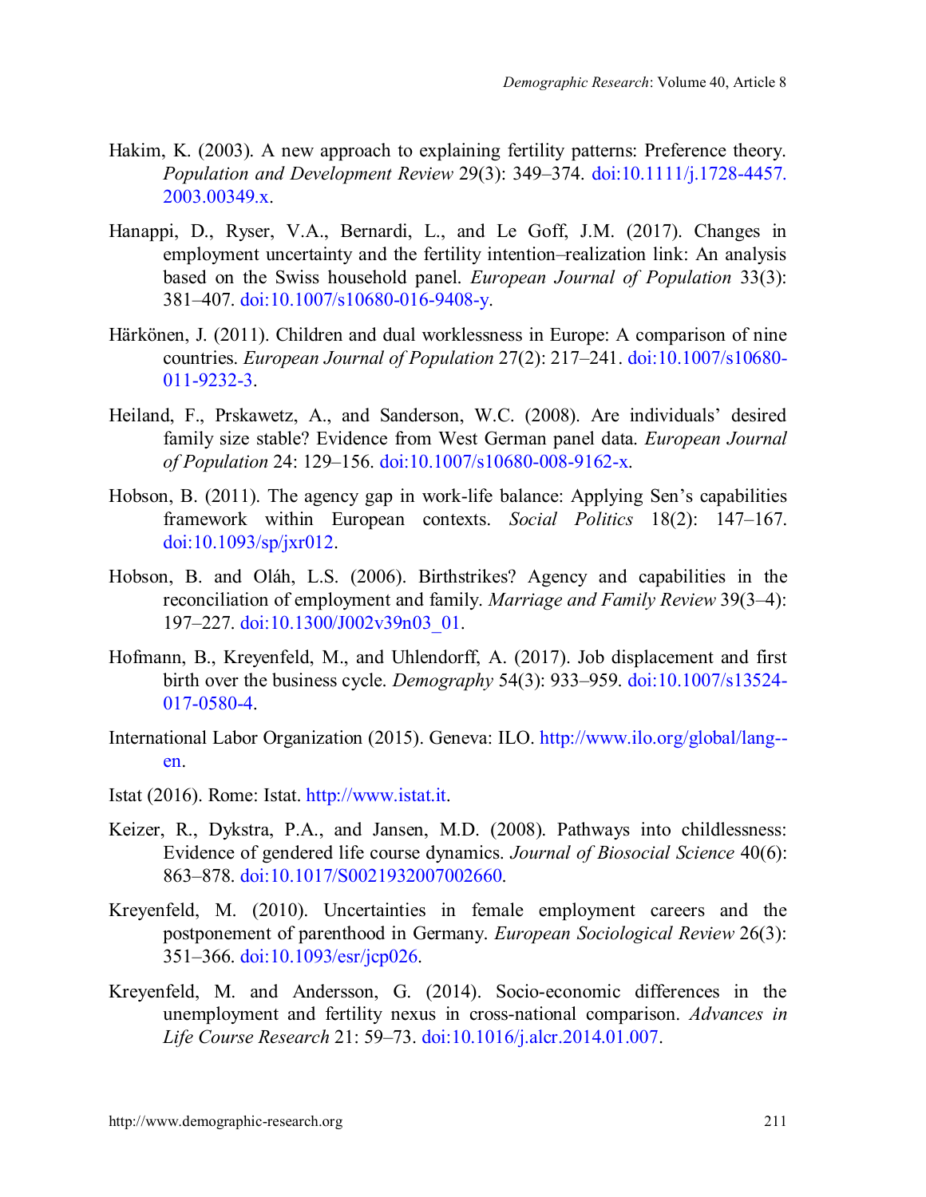Hakim, K. (2003). A new approach to explaining fertility patterns: Preference theory. *Population and Development Review* 29(3): 349–374. doi:10.1111/j.1728-4457.2003.00349.x.

Hanappi, D., Ryser, V.A., Bernardi, L., and Le Goff, J.M. (2017). Changes in employment uncertainty and the fertility intention–realization link: An analysis based on the Swiss household panel. *European Journal of Population* 33(3): 381–407. doi:10.1007/s10680-016-9408-y.

Härkönen, J. (2011). Children and dual worklessness in Europe: A comparison of nine countries. *European Journal of Population* 27(2): 217–241. doi:10.1007/s10680-011-9232-3.

Heiland, F., Prskawetz, A., and Sanderson, W.C. (2008). Are individuals' desired family size stable? Evidence from West German panel data. *European Journal of Population* 24: 129–156. doi:10.1007/s10680-008-9162-x.

Hobson, B. (2011). The agency gap in work-life balance: Applying Sen's capabilities framework within European contexts. *Social Politics* 18(2): 147–167. doi:10.1093/sp/jxr012.

Hobson, B. and Oláh, L.S. (2006). Birthstrikes? Agency and capabilities in the reconciliation of employment and family. *Marriage and Family Review* 39(3–4): 197–227. doi:10.1300/J002v39n03_01.

Hofmann, B., Kreyenfeld, M., and Uhlendorff, A. (2017). Job displacement and first birth over the business cycle. *Demography* 54(3): 933–959. doi:10.1007/s13524-017-0580-4.

International Labor Organization (2015). Geneva: ILO. http://www.ilo.org/global/lang--en.

Istat (2016). Rome: Istat. http://www.istat.it.

Keizer, R., Dykstra, P.A., and Jansen, M.D. (2008). Pathways into childlessness: Evidence of gendered life course dynamics. *Journal of Biosocial Science* 40(6): 863–878. doi:10.1017/S0021932007002660.

Kreyenfeld, M. (2010). Uncertainties in female employment careers and the postponement of parenthood in Germany. *European Sociological Review* 26(3): 351–366. doi:10.1093/esr/jcp026.

Kreyenfeld, M. and Andersson, G. (2014). Socio-economic differences in the unemployment and fertility nexus in cross-national comparison. *Advances in Life Course Research* 21: 59–73. doi:10.1016/j.alcr.2014.01.007.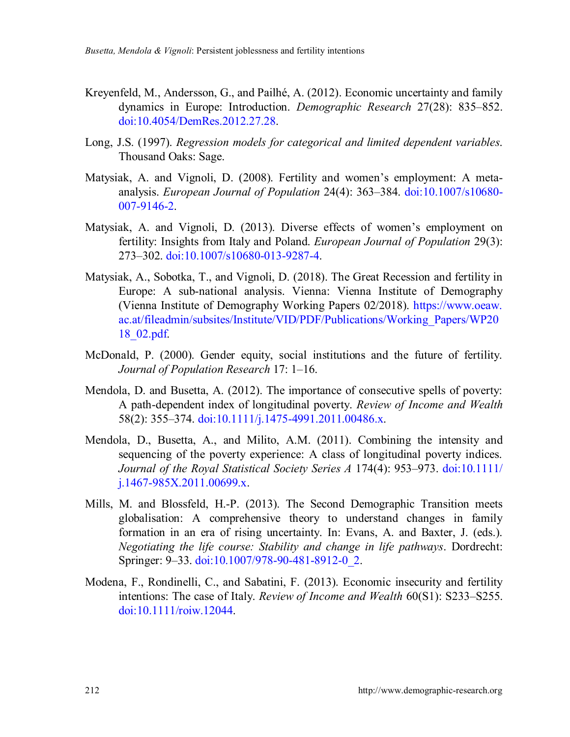Kreyenfeld, M., Andersson, G., and Pailhé, A. (2012). Economic uncertainty and family dynamics in Europe: Introduction. *Demographic Research* 27(28): 835–852. doi:10.4054/DemRes.2012.27.28.

Long, J.S. (1997). *Regression models for categorical and limited dependent variables*. Thousand Oaks: Sage.

Matysiak, A. and Vignoli, D. (2008). Fertility and women's employment: A meta-analysis. *European Journal of Population* 24(4): 363–384. doi:10.1007/s10680-007-9146-2.

Matysiak, A. and Vignoli, D. (2013). Diverse effects of women's employment on fertility: Insights from Italy and Poland. *European Journal of Population* 29(3): 273–302. doi:10.1007/s10680-013-9287-4.

Matysiak, A., Sobotka, T., and Vignoli, D. (2018). The Great Recession and fertility in Europe: A sub-national analysis. Vienna: Vienna Institute of Demography (Vienna Institute of Demography Working Papers 02/2018). https://www.oeaw.ac.at/fileadmin/subsites/Institute/VID/PDF/Publications/Working_Papers/WP2018_02.pdf.

McDonald, P. (2000). Gender equity, social institutions and the future of fertility. *Journal of Population Research* 17: 1–16.

Mendola, D. and Busetta, A. (2012). The importance of consecutive spells of poverty: A path-dependent index of longitudinal poverty. *Review of Income and Wealth* 58(2): 355–374. doi:10.1111/j.1475-4991.2011.00486.x.

Mendola, D., Busetta, A., and Milito, A.M. (2011). Combining the intensity and sequencing of the poverty experience: A class of longitudinal poverty indices. *Journal of the Royal Statistical Society Series A* 174(4): 953–973. doi:10.1111/j.1467-985X.2011.00699.x.

Mills, M. and Blossfeld, H.-P. (2013). The Second Demographic Transition meets globalisation: A comprehensive theory to understand changes in family formation in an era of rising uncertainty. In: Evans, A. and Baxter, J. (eds.). *Negotiating the life course: Stability and change in life pathways*. Dordrecht: Springer: 9–33. doi:10.1007/978-90-481-8912-0_2.

Modena, F., Rondinelli, C., and Sabatini, F. (2013). Economic insecurity and fertility intentions: The case of Italy. *Review of Income and Wealth* 60(S1): S233–S255. doi:10.1111/roiw.12044.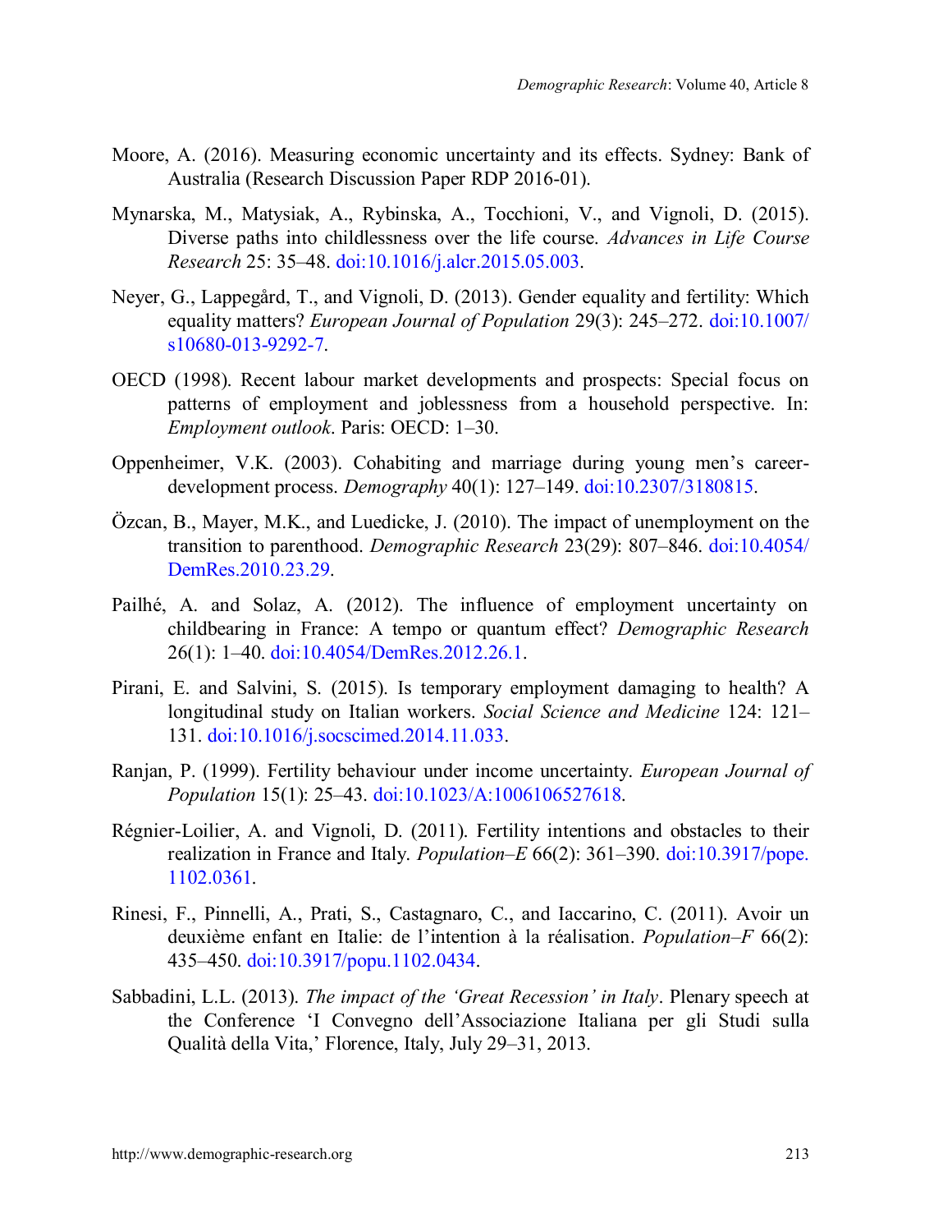Moore, A. (2016). Measuring economic uncertainty and its effects. Sydney: Bank of Australia (Research Discussion Paper RDP 2016-01).

Mynarska, M., Matysiak, A., Rybinska, A., Tocchioni, V., and Vignoli, D. (2015). Diverse paths into childlessness over the life course. *Advances in Life Course Research* 25: 35–48. doi:10.1016/j.alcr.2015.05.003.

Neyer, G., Lappegård, T., and Vignoli, D. (2013). Gender equality and fertility: Which equality matters? *European Journal of Population* 29(3): 245–272. doi:10.1007/s10680-013-9292-7.

OECD (1998). Recent labour market developments and prospects: Special focus on patterns of employment and joblessness from a household perspective. In: *Employment outlook*. Paris: OECD: 1–30.

Oppenheimer, V.K. (2003). Cohabiting and marriage during young men's career-development process. *Demography* 40(1): 127–149. doi:10.2307/3180815.

Özcan, B., Mayer, M.K., and Luedicke, J. (2010). The impact of unemployment on the transition to parenthood. *Demographic Research* 23(29): 807–846. doi:10.4054/DemRes.2010.23.29.

Pailhé, A. and Solaz, A. (2012). The influence of employment uncertainty on childbearing in France: A tempo or quantum effect? *Demographic Research* 26(1): 1–40. doi:10.4054/DemRes.2012.26.1.

Pirani, E. and Salvini, S. (2015). Is temporary employment damaging to health? A longitudinal study on Italian workers. *Social Science and Medicine* 124: 121–131. doi:10.1016/j.socscimed.2014.11.033.

Ranjan, P. (1999). Fertility behaviour under income uncertainty. *European Journal of Population* 15(1): 25–43. doi:10.1023/A:1006106527618.

Régnier-Loilier, A. and Vignoli, D. (2011). Fertility intentions and obstacles to their realization in France and Italy. *Population–E* 66(2): 361–390. doi:10.3917/pope.1102.0361.

Rinesi, F., Pinnelli, A., Prati, S., Castagnaro, C., and Iaccarino, C. (2011). Avoir un deuxième enfant en Italie: de l'intention à la réalisation. *Population–F* 66(2): 435–450. doi:10.3917/popu.1102.0434.

Sabbadini, L.L. (2013). *The impact of the 'Great Recession' in Italy*. Plenary speech at the Conference 'I Convegno dell'Associazione Italiana per gli Studi sulla Qualità della Vita,' Florence, Italy, July 29–31, 2013.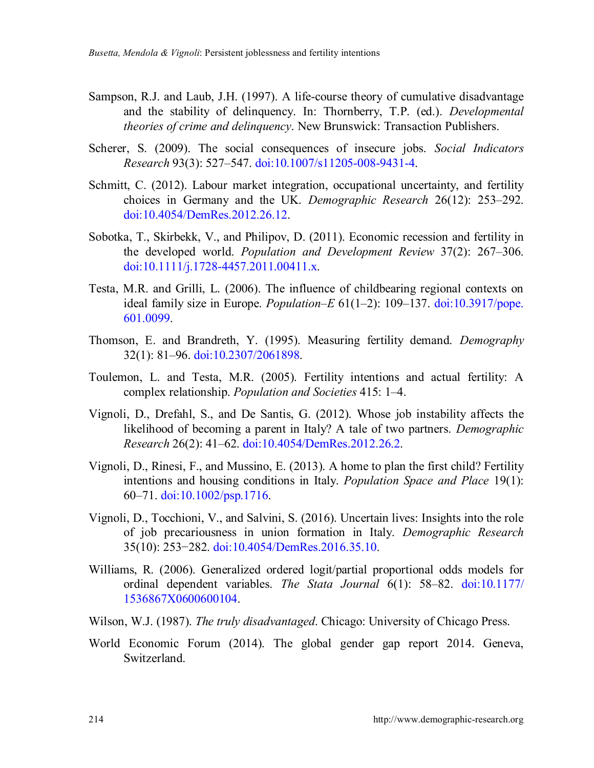Sampson, R.J. and Laub, J.H. (1997). A life-course theory of cumulative disadvantage and the stability of delinquency. In: Thornberry, T.P. (ed.). *Developmental theories of crime and delinquency*. New Brunswick: Transaction Publishers.

Scherer, S. (2009). The social consequences of insecure jobs. *Social Indicators Research* 93(3): 527–547. doi:10.1007/s11205-008-9431-4.

Schmitt, C. (2012). Labour market integration, occupational uncertainty, and fertility choices in Germany and the UK. *Demographic Research* 26(12): 253–292. doi:10.4054/DemRes.2012.26.12.

Sobotka, T., Skirbekk, V., and Philipov, D. (2011). Economic recession and fertility in the developed world. *Population and Development Review* 37(2): 267–306. doi:10.1111/j.1728-4457.2011.00411.x.

Testa, M.R. and Grilli, L. (2006). The influence of childbearing regional contexts on ideal family size in Europe. *Population–E* 61(1–2): 109–137. doi:10.3917/pope.601.0099.

Thomson, E. and Brandreth, Y. (1995). Measuring fertility demand. *Demography* 32(1): 81–96. doi:10.2307/2061898.

Toulemon, L. and Testa, M.R. (2005). Fertility intentions and actual fertility: A complex relationship. *Population and Societies* 415: 1–4.

Vignoli, D., Drefahl, S., and De Santis, G. (2012). Whose job instability affects the likelihood of becoming a parent in Italy? A tale of two partners. *Demographic Research* 26(2): 41–62. doi:10.4054/DemRes.2012.26.2.

Vignoli, D., Rinesi, F., and Mussino, E. (2013). A home to plan the first child? Fertility intentions and housing conditions in Italy. *Population Space and Place* 19(1): 60–71. doi:10.1002/psp.1716.

Vignoli, D., Tocchioni, V., and Salvini, S. (2016). Uncertain lives: Insights into the role of job precariousness in union formation in Italy. *Demographic Research* 35(10): 253−282. doi:10.4054/DemRes.2016.35.10.

Williams, R. (2006). Generalized ordered logit/partial proportional odds models for ordinal dependent variables. *The Stata Journal* 6(1): 58–82. doi:10.1177/1536867X0600600104.

Wilson, W.J. (1987). *The truly disadvantaged*. Chicago: University of Chicago Press.

World Economic Forum (2014). The global gender gap report 2014. Geneva, Switzerland.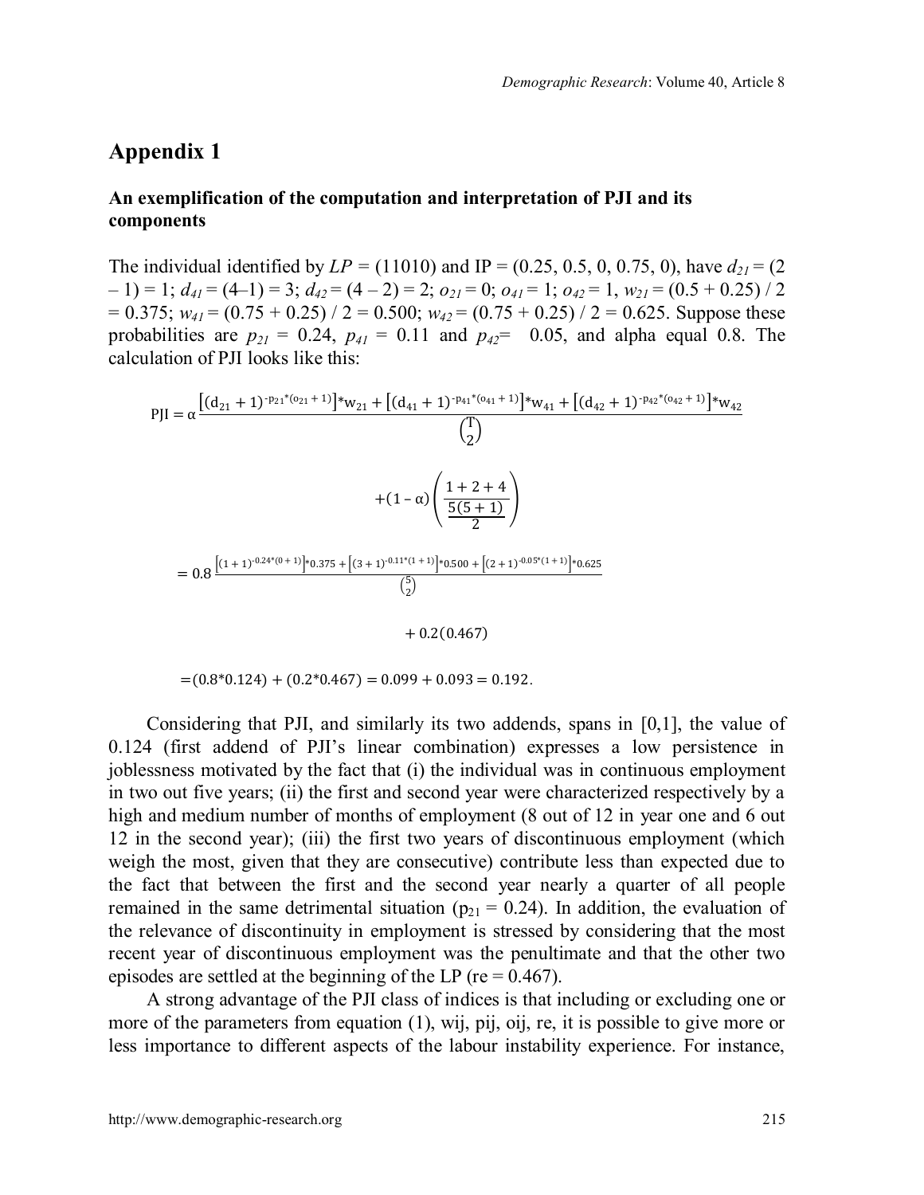## Appendix 1

### An exemplification of the computation and interpretation of PJI and its components

The individual identified by $LP$ = (11010) and IP = (0.25, 0.5, 0, 0.75, 0), have $d_{21}$ = (2 – 1) = 1; $d_{41}$ = (4–1) = 3; $d_{42}$ = (4 – 2) = 2; $o_{21}$ = 0; $o_{41}$ = 1; $o_{42}$ = 1, $w_{21}$ = (0.5 + 0.25) / 2 = 0.375; $w_{41}$ = (0.75 + 0.25) / 2 = 0.500; $w_{42}$ = (0.75 + 0.25) / 2 = 0.625. Suppose these probabilities are $p_{21}$ = 0.24, $p_{41}$ = 0.11 and $p_{42}$= 0.05, and alpha equal 0.8. The calculation of PJI looks like this:

$$\mathrm{PJI} = \alpha \frac{\left[(d_{21}+1)^{-p_{21}*(o_{21}+1)}\right]*w_{21} + \left[(d_{41}+1)^{-p_{41}*(o_{41}+1)}\right]*w_{41} + \left[(d_{42}+1)^{-p_{42}*(o_{42}+1)}\right]*w_{42}}{\binom{T}{2}}$$

$$+(1-\alpha)\left(\frac{1+2+4}{\frac{5(5+1)}{2}}\right)$$

$$= 0.8\,\frac{\left[(1+1)^{-0.24*(0+1)}\right]*0.375 + \left[(3+1)^{-0.11*(1+1)}\right]*0.500 + \left[(2+1)^{-0.05*(1+1)}\right]*0.625}{\binom{5}{2}}$$

$$+\,0.2(0.467)$$

$$= (0.8*0.124) + (0.2*0.467) = 0.099 + 0.093 = 0.192.$$

Considering that PJI, and similarly its two addends, spans in [0,1], the value of 0.124 (first addend of PJI's linear combination) expresses a low persistence in joblessness motivated by the fact that (i) the individual was in continuous employment in two out five years; (ii) the first and second year were characterized respectively by a high and medium number of months of employment (8 out of 12 in year one and 6 out 12 in the second year); (iii) the first two years of discontinuous employment (which weigh the most, given that they are consecutive) contribute less than expected due to the fact that between the first and the second year nearly a quarter of all people remained in the same detrimental situation ($p_{21}$ = 0.24). In addition, the evaluation of the relevance of discontinuity in employment is stressed by considering that the most recent year of discontinuous employment was the penultimate and that the other two episodes are settled at the beginning of the LP (re = 0.467).

A strong advantage of the PJI class of indices is that including or excluding one or more of the parameters from equation (1), wij, pij, oij, re, it is possible to give more or less importance to different aspects of the labour instability experience. For instance,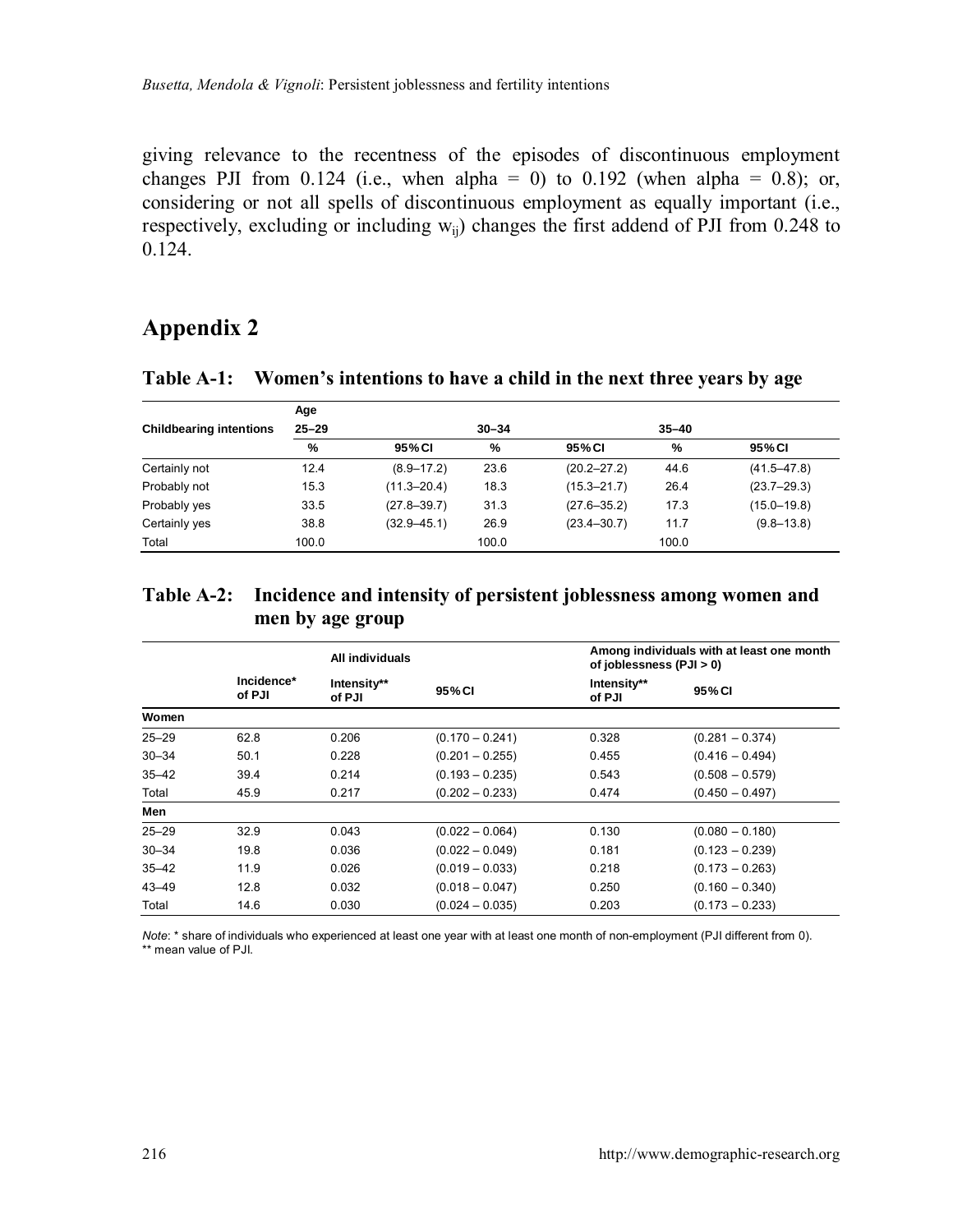giving relevance to the recentness of the episodes of discontinuous employment changes PJI from 0.124 (i.e., when alpha = 0) to 0.192 (when alpha = 0.8); or, considering or not all spells of discontinuous employment as equally important (i.e., respectively, excluding or including $w_{ij}$) changes the first addend of PJI from 0.248 to 0.124.

## Appendix 2

**Table A-1: Women's intentions to have a child in the next three years by age**

| Childbearing intentions | Age 25–29 | | 30–34 | | 35–40 | |
|---|---|---|---|---|---|---|
| | % | 95% CI | % | 95% CI | % | 95% CI |
| Certainly not | 12.4 | (8.9–17.2) | 23.6 | (20.2–27.2) | 44.6 | (41.5–47.8) |
| Probably not | 15.3 | (11.3–20.4) | 18.3 | (15.3–21.7) | 26.4 | (23.7–29.3) |
| Probably yes | 33.5 | (27.8–39.7) | 31.3 | (27.6–35.2) | 17.3 | (15.0–19.8) |
| Certainly yes | 38.8 | (32.9–45.1) | 26.9 | (23.4–30.7) | 11.7 | (9.8–13.8) |
| Total | 100.0 | | 100.0 | | 100.0 | |

**Table A-2: Incidence and intensity of persistent joblessness among women and men by age group**

| | All individuals | | | Among individuals with at least one month of joblessness (PJI > 0) | |
|---|---|---|---|---|---|
| | Incidence* of PJI | Intensity** of PJI | 95% CI | Intensity** of PJI | 95% CI |
| **Women** | | | | | |
| 25–29 | 62.8 | 0.206 | (0.170 – 0.241) | 0.328 | (0.281 – 0.374) |
| 30–34 | 50.1 | 0.228 | (0.201 – 0.255) | 0.455 | (0.416 – 0.494) |
| 35–42 | 39.4 | 0.214 | (0.193 – 0.235) | 0.543 | (0.508 – 0.579) |
| Total | 45.9 | 0.217 | (0.202 – 0.233) | 0.474 | (0.450 – 0.497) |
| **Men** | | | | | |
| 25–29 | 32.9 | 0.043 | (0.022 – 0.064) | 0.130 | (0.080 – 0.180) |
| 30–34 | 19.8 | 0.036 | (0.022 – 0.049) | 0.181 | (0.123 – 0.239) |
| 35–42 | 11.9 | 0.026 | (0.019 – 0.033) | 0.218 | (0.173 – 0.263) |
| 43–49 | 12.8 | 0.032 | (0.018 – 0.047) | 0.250 | (0.160 – 0.340) |
| Total | 14.6 | 0.030 | (0.024 – 0.035) | 0.203 | (0.173 – 0.233) |

*Note*: * share of individuals who experienced at least one year with at least one month of non-employment (PJI different from 0).
** mean value of PJI.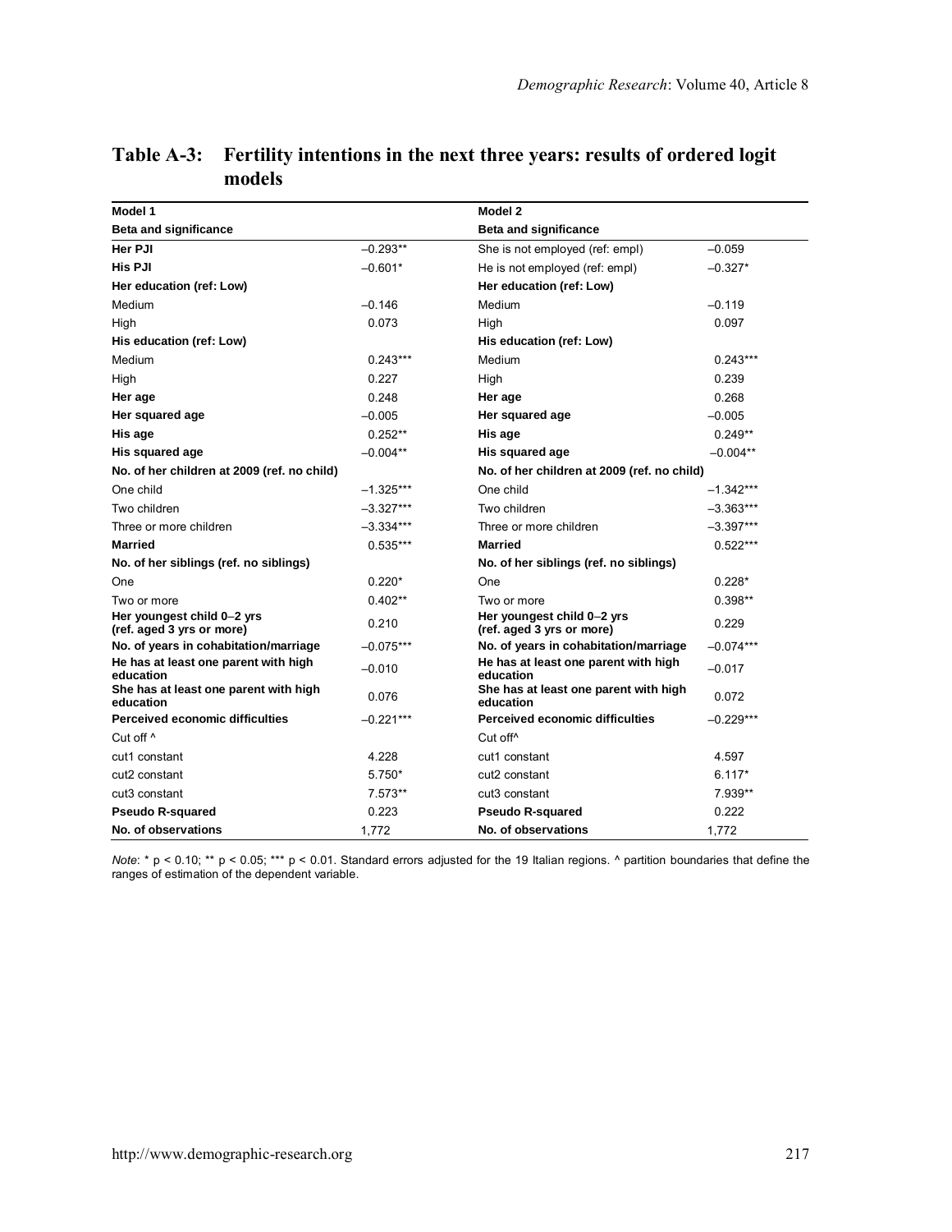## Table A-3: Fertility intentions in the next three years: results of ordered logit models

| Model 1 | | Model 2 | |
|---|---|---|---|
| **Beta and significance** | | **Beta and significance** | |
| **Her PJI** | –0.293** | She is not employed (ref: empl) | –0.059 |
| **His PJI** | –0.601* | He is not employed (ref: empl) | –0.327* |
| **Her education (ref: Low)** | | **Her education (ref: Low)** | |
| Medium | –0.146 | Medium | –0.119 |
| High | 0.073 | High | 0.097 |
| **His education (ref: Low)** | | **His education (ref: Low)** | |
| Medium | 0.243*** | Medium | 0.243*** |
| High | 0.227 | High | 0.239 |
| **Her age** | 0.248 | **Her age** | 0.268 |
| **Her squared age** | –0.005 | **Her squared age** | –0.005 |
| **His age** | 0.252** | **His age** | 0.249** |
| **His squared age** | –0.004** | **His squared age** | –0.004** |
| **No. of her children at 2009 (ref. no child)** | | **No. of her children at 2009 (ref. no child)** | |
| One child | –1.325*** | One child | –1.342*** |
| Two children | –3.327*** | Two children | –3.363*** |
| Three or more children | –3.334*** | Three or more children | –3.397*** |
| **Married** | 0.535*** | **Married** | 0.522*** |
| **No. of her siblings (ref. no siblings)** | | **No. of her siblings (ref. no siblings)** | |
| One | 0.220* | One | 0.228* |
| Two or more | 0.402** | Two or more | 0.398** |
| **Her youngest child 0–2 yrs (ref. aged 3 yrs or more)** | 0.210 | **Her youngest child 0–2 yrs (ref. aged 3 yrs or more)** | 0.229 |
| **No. of years in cohabitation/marriage** | –0.075*** | **No. of years in cohabitation/marriage** | –0.074*** |
| **He has at least one parent with high education** | –0.010 | **He has at least one parent with high education** | –0.017 |
| **She has at least one parent with high education** | 0.076 | **She has at least one parent with high education** | 0.072 |
| **Perceived economic difficulties** | –0.221*** | **Perceived economic difficulties** | –0.229*** |
| Cut off ^ | | Cut off^ | |
| cut1 constant | 4.228 | cut1 constant | 4.597 |
| cut2 constant | 5.750* | cut2 constant | 6.117* |
| cut3 constant | 7.573** | cut3 constant | 7.939** |
| **Pseudo R-squared** | 0.223 | **Pseudo R-squared** | 0.222 |
| **No. of observations** | 1,772 | **No. of observations** | 1,772 |

*Note*: * $p < 0.10$; ** $p < 0.05$; *** $p < 0.01$. Standard errors adjusted for the 19 Italian regions. ^ partition boundaries that define the ranges of estimation of the dependent variable.